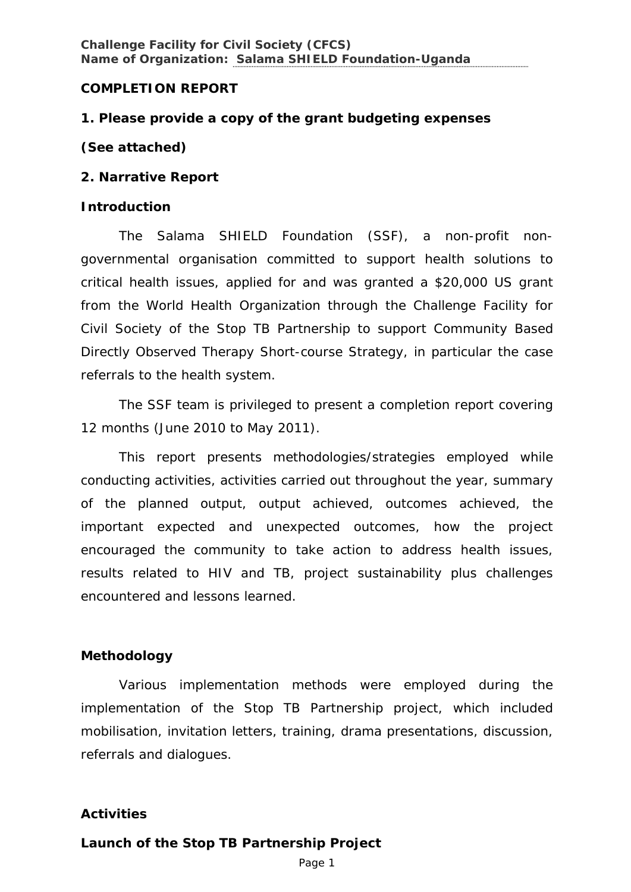**Challenge Facility for Civil Society (CFCS)**
**Name of Organization: Salama SHIELD Foundation-Uganda**

## COMPLETION REPORT

### 1. Please provide a copy of the grant budgeting expenses

**(See attached)**

### 2. Narrative Report

#### Introduction

The Salama SHIELD Foundation (SSF), a non-profit non-governmental organisation committed to support health solutions to critical health issues, applied for and was granted a $20,000 US grant from the World Health Organization through the Challenge Facility for Civil Society of the Stop TB Partnership to support Community Based Directly Observed Therapy Short-course Strategy, in particular the case referrals to the health system.

The SSF team is privileged to present a completion report covering 12 months (June 2010 to May 2011).

This report presents methodologies/strategies employed while conducting activities, activities carried out throughout the year, summary of the planned output, output achieved, outcomes achieved, the important expected and unexpected outcomes, how the project encouraged the community to take action to address health issues, results related to HIV and TB, project sustainability plus challenges encountered and lessons learned.

#### Methodology

Various implementation methods were employed during the implementation of the Stop TB Partnership project, which included mobilisation, invitation letters, training, drama presentations, discussion, referrals and dialogues.

#### Activities

**Launch of the Stop TB Partnership Project**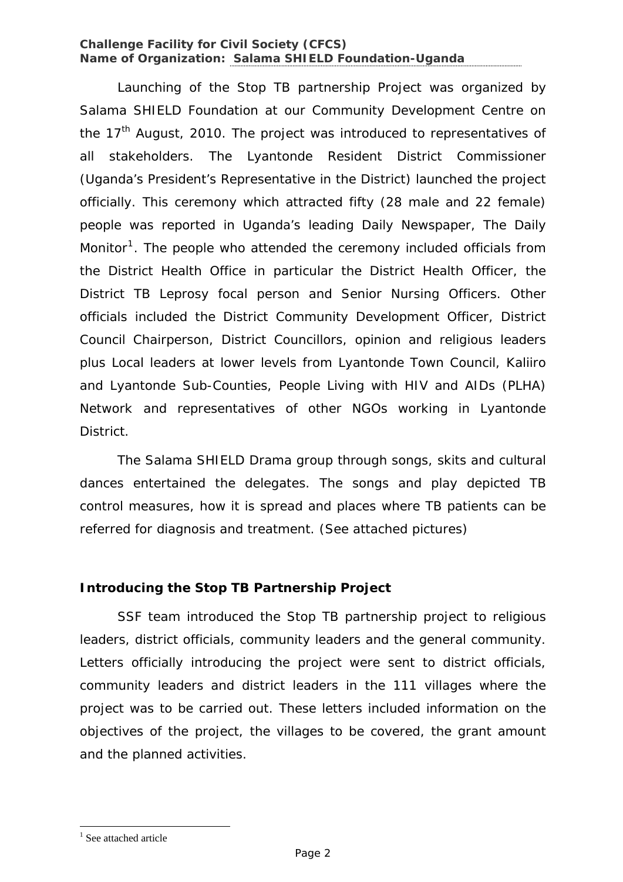Launching of the Stop TB partnership Project was organized by Salama SHIELD Foundation at our Community Development Centre on the 17th August, 2010. The project was introduced to representatives of all stakeholders. The Lyantonde Resident District Commissioner (Uganda's President's Representative in the District) launched the project officially. This ceremony which attracted fifty (28 male and 22 female) people was reported in Uganda's leading Daily Newspaper, The Daily Monitor[1]. The people who attended the ceremony included officials from the District Health Office in particular the District Health Officer, the District TB Leprosy focal person and Senior Nursing Officers. Other officials included the District Community Development Officer, District Council Chairperson, District Councillors, opinion and religious leaders plus Local leaders at lower levels from Lyantonde Town Council, Kaliiro and Lyantonde Sub-Counties, People Living with HIV and AIDs (PLHA) Network and representatives of other NGOs working in Lyantonde District.

The Salama SHIELD Drama group through songs, skits and cultural dances entertained the delegates. The songs and play depicted TB control measures, how it is spread and places where TB patients can be referred for diagnosis and treatment. (See attached pictures)

### Introducing the Stop TB Partnership Project

SSF team introduced the Stop TB partnership project to religious leaders, district officials, community leaders and the general community. Letters officially introducing the project were sent to district officials, community leaders and district leaders in the 111 villages where the project was to be carried out. These letters included information on the objectives of the project, the villages to be covered, the grant amount and the planned activities.

[1] See attached article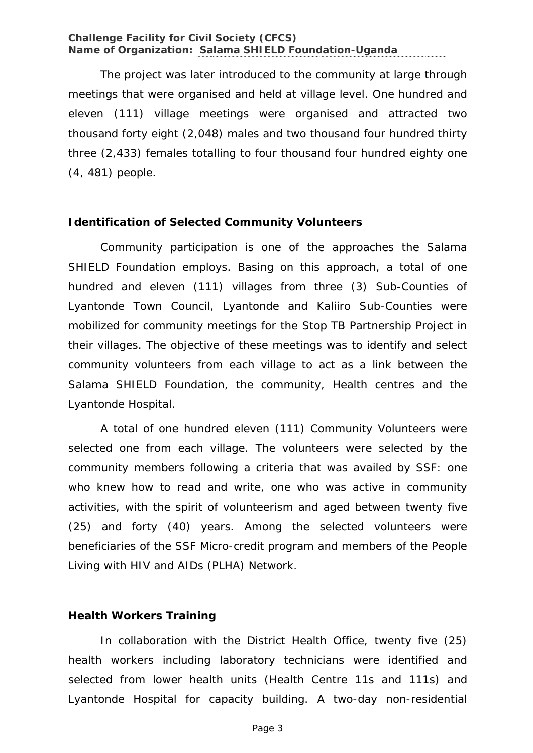The project was later introduced to the community at large through meetings that were organised and held at village level. One hundred and eleven (111) village meetings were organised and attracted two thousand forty eight (2,048) males and two thousand four hundred thirty three (2,433) females totalling to four thousand four hundred eighty one (4, 481) people.

### Identification of Selected Community Volunteers

Community participation is one of the approaches the Salama SHIELD Foundation employs. Basing on this approach, a total of one hundred and eleven (111) villages from three (3) Sub-Counties of Lyantonde Town Council, Lyantonde and Kaliiro Sub-Counties were mobilized for community meetings for the Stop TB Partnership Project in their villages. The objective of these meetings was to identify and select community volunteers from each village to act as a link between the Salama SHIELD Foundation, the community, Health centres and the Lyantonde Hospital.

A total of one hundred eleven (111) Community Volunteers were selected one from each village. The volunteers were selected by the community members following a criteria that was availed by SSF: one who knew how to read and write, one who was active in community activities, with the spirit of volunteerism and aged between twenty five (25) and forty (40) years. Among the selected volunteers were beneficiaries of the SSF Micro-credit program and members of the People Living with HIV and AIDs (PLHA) Network.

### Health Workers Training

In collaboration with the District Health Office, twenty five (25) health workers including laboratory technicians were identified and selected from lower health units (Health Centre 11s and 111s) and Lyantonde Hospital for capacity building. A two-day non-residential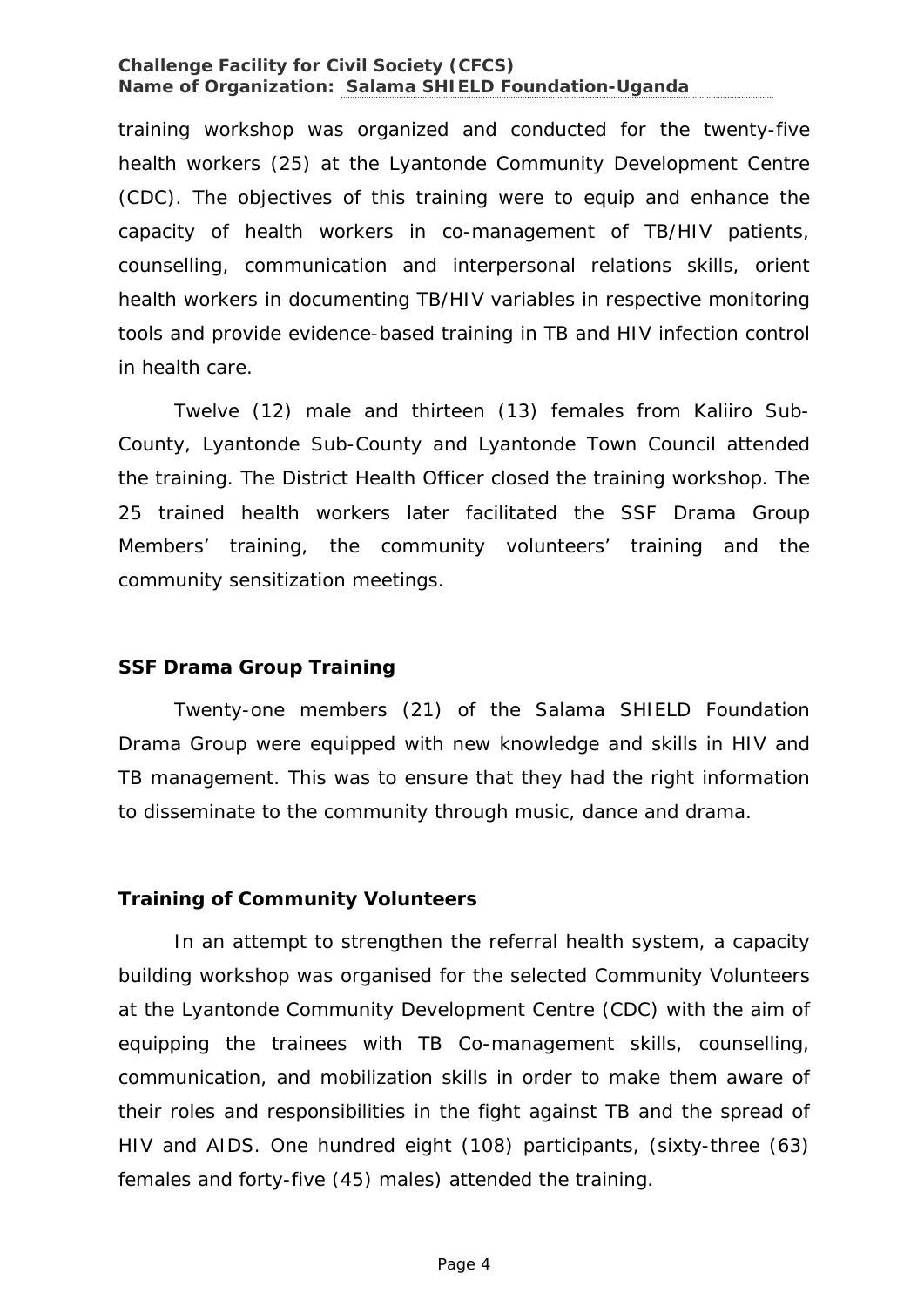training workshop was organized and conducted for the twenty-five health workers (25) at the Lyantonde Community Development Centre (CDC). The objectives of this training were to equip and enhance the capacity of health workers in co-management of TB/HIV patients, counselling, communication and interpersonal relations skills, orient health workers in documenting TB/HIV variables in respective monitoring tools and provide evidence-based training in TB and HIV infection control in health care.

Twelve (12) male and thirteen (13) females from Kaliiro Sub-County, Lyantonde Sub-County and Lyantonde Town Council attended the training. The District Health Officer closed the training workshop. The 25 trained health workers later facilitated the SSF Drama Group Members' training, the community volunteers' training and the community sensitization meetings.

### SSF Drama Group Training

Twenty-one members (21) of the Salama SHIELD Foundation Drama Group were equipped with new knowledge and skills in HIV and TB management. This was to ensure that they had the right information to disseminate to the community through music, dance and drama.

### Training of Community Volunteers

In an attempt to strengthen the referral health system, a capacity building workshop was organised for the selected Community Volunteers at the Lyantonde Community Development Centre (CDC) with the aim of equipping the trainees with TB Co-management skills, counselling, communication, and mobilization skills in order to make them aware of their roles and responsibilities in the fight against TB and the spread of HIV and AIDS. One hundred eight (108) participants, (sixty-three (63) females and forty-five (45) males) attended the training.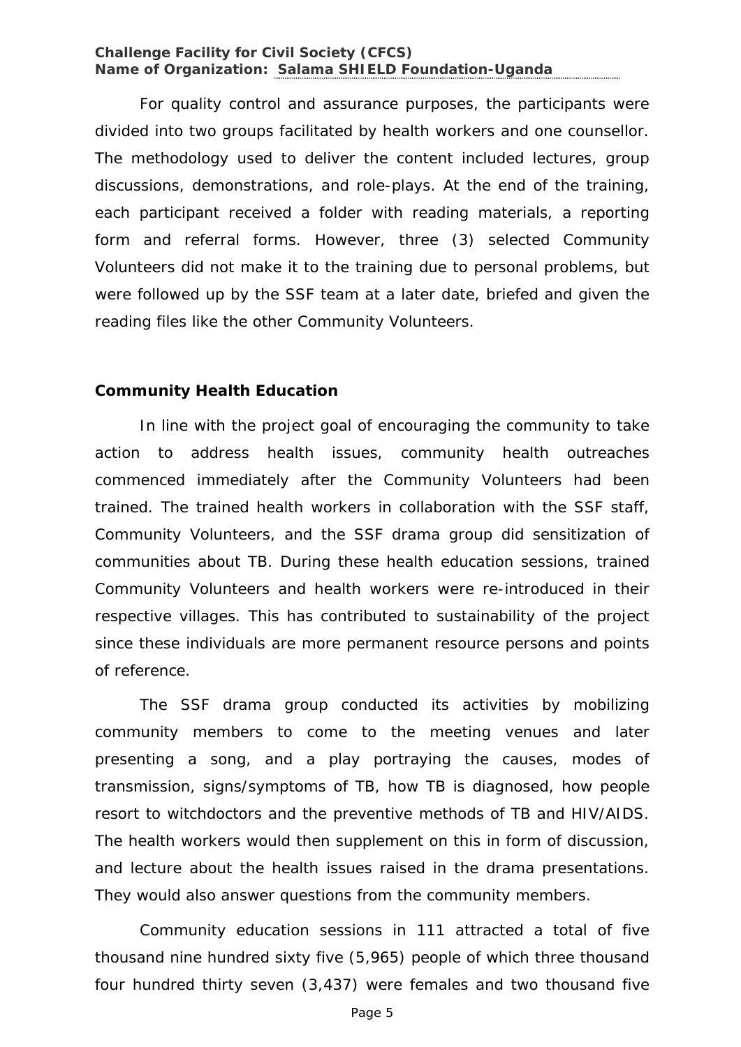For quality control and assurance purposes, the participants were divided into two groups facilitated by health workers and one counsellor. The methodology used to deliver the content included lectures, group discussions, demonstrations, and role-plays. At the end of the training, each participant received a folder with reading materials, a reporting form and referral forms. However, three (3) selected Community Volunteers did not make it to the training due to personal problems, but were followed up by the SSF team at a later date, briefed and given the reading files like the other Community Volunteers.

**Community Health Education**

In line with the project goal of encouraging the community to take action to address health issues, community health outreaches commenced immediately after the Community Volunteers had been trained. The trained health workers in collaboration with the SSF staff, Community Volunteers, and the SSF drama group did sensitization of communities about TB. During these health education sessions, trained Community Volunteers and health workers were re-introduced in their respective villages. This has contributed to sustainability of the project since these individuals are more permanent resource persons and points of reference.

The SSF drama group conducted its activities by mobilizing community members to come to the meeting venues and later presenting a song, and a play portraying the causes, modes of transmission, signs/symptoms of TB, how TB is diagnosed, how people resort to witchdoctors and the preventive methods of TB and HIV/AIDS. The health workers would then supplement on this in form of discussion, and lecture about the health issues raised in the drama presentations. They would also answer questions from the community members.

Community education sessions in 111 attracted a total of five thousand nine hundred sixty five (5,965) people of which three thousand four hundred thirty seven (3,437) were females and two thousand five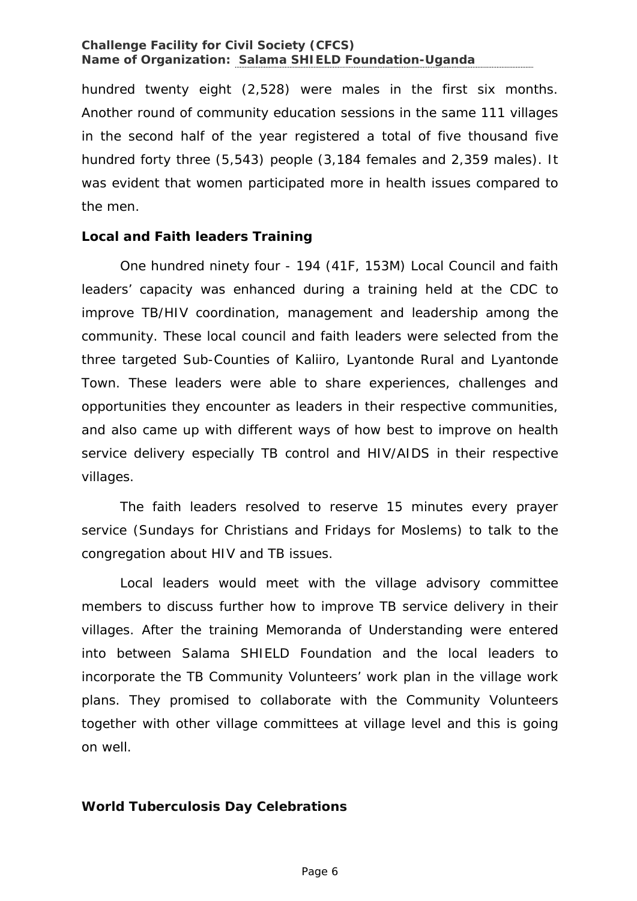hundred twenty eight (2,528) were males in the first six months. Another round of community education sessions in the same 111 villages in the second half of the year registered a total of five thousand five hundred forty three (5,543) people (3,184 females and 2,359 males). It was evident that women participated more in health issues compared to the men.

**Local and Faith leaders Training**

One hundred ninety four - 194 (41F, 153M) Local Council and faith leaders' capacity was enhanced during a training held at the CDC to improve TB/HIV coordination, management and leadership among the community. These local council and faith leaders were selected from the three targeted Sub-Counties of Kaliiro, Lyantonde Rural and Lyantonde Town. These leaders were able to share experiences, challenges and opportunities they encounter as leaders in their respective communities, and also came up with different ways of how best to improve on health service delivery especially TB control and HIV/AIDS in their respective villages.

The faith leaders resolved to reserve 15 minutes every prayer service (Sundays for Christians and Fridays for Moslems) to talk to the congregation about HIV and TB issues.

Local leaders would meet with the village advisory committee members to discuss further how to improve TB service delivery in their villages. After the training Memoranda of Understanding were entered into between Salama SHIELD Foundation and the local leaders to incorporate the TB Community Volunteers' work plan in the village work plans. They promised to collaborate with the Community Volunteers together with other village committees at village level and this is going on well.

**World Tuberculosis Day Celebrations**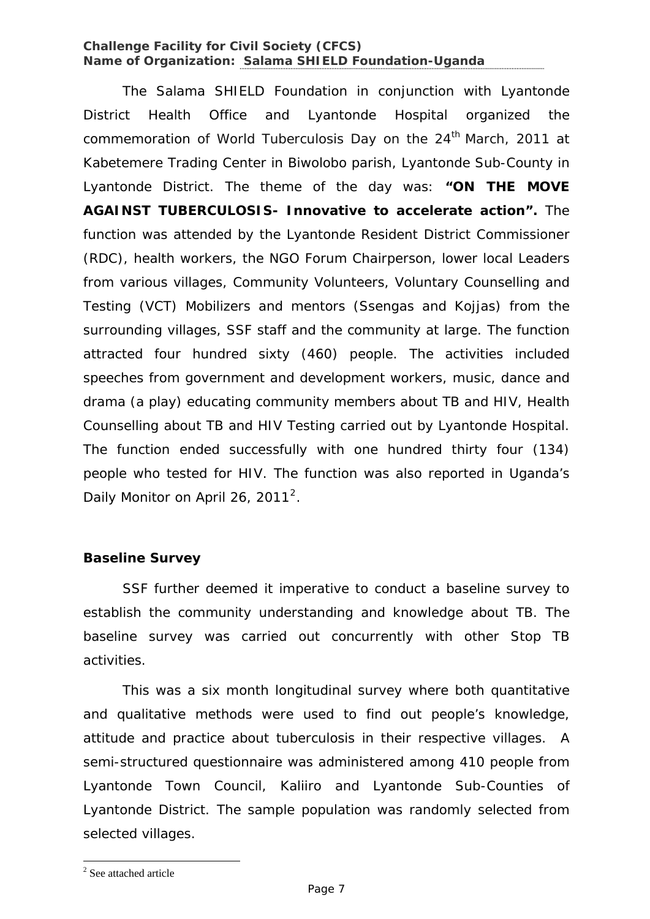The Salama SHIELD Foundation in conjunction with Lyantonde District Health Office and Lyantonde Hospital organized the commemoration of World Tuberculosis Day on the 24th March, 2011 at Kabetemere Trading Center in Biwolobo parish, Lyantonde Sub-County in Lyantonde District. The theme of the day was: **"ON THE MOVE AGAINST TUBERCULOSIS- Innovative to accelerate action".** The function was attended by the Lyantonde Resident District Commissioner (RDC), health workers, the NGO Forum Chairperson, lower local Leaders from various villages, Community Volunteers, Voluntary Counselling and Testing (VCT) Mobilizers and mentors (Ssengas and Kojjas) from the surrounding villages, SSF staff and the community at large. The function attracted four hundred sixty (460) people. The activities included speeches from government and development workers, music, dance and drama (a play) educating community members about TB and HIV, Health Counselling about TB and HIV Testing carried out by Lyantonde Hospital. The function ended successfully with one hundred thirty four (134) people who tested for HIV. The function was also reported in Uganda's Daily Monitor on April 26, 2011[2].

## Baseline Survey

SSF further deemed it imperative to conduct a baseline survey to establish the community understanding and knowledge about TB. The baseline survey was carried out concurrently with other Stop TB activities.

This was a six month longitudinal survey where both quantitative and qualitative methods were used to find out people's knowledge, attitude and practice about tuberculosis in their respective villages. A semi-structured questionnaire was administered among 410 people from Lyantonde Town Council, Kaliiro and Lyantonde Sub-Counties of Lyantonde District. The sample population was randomly selected from selected villages.

[2] See attached article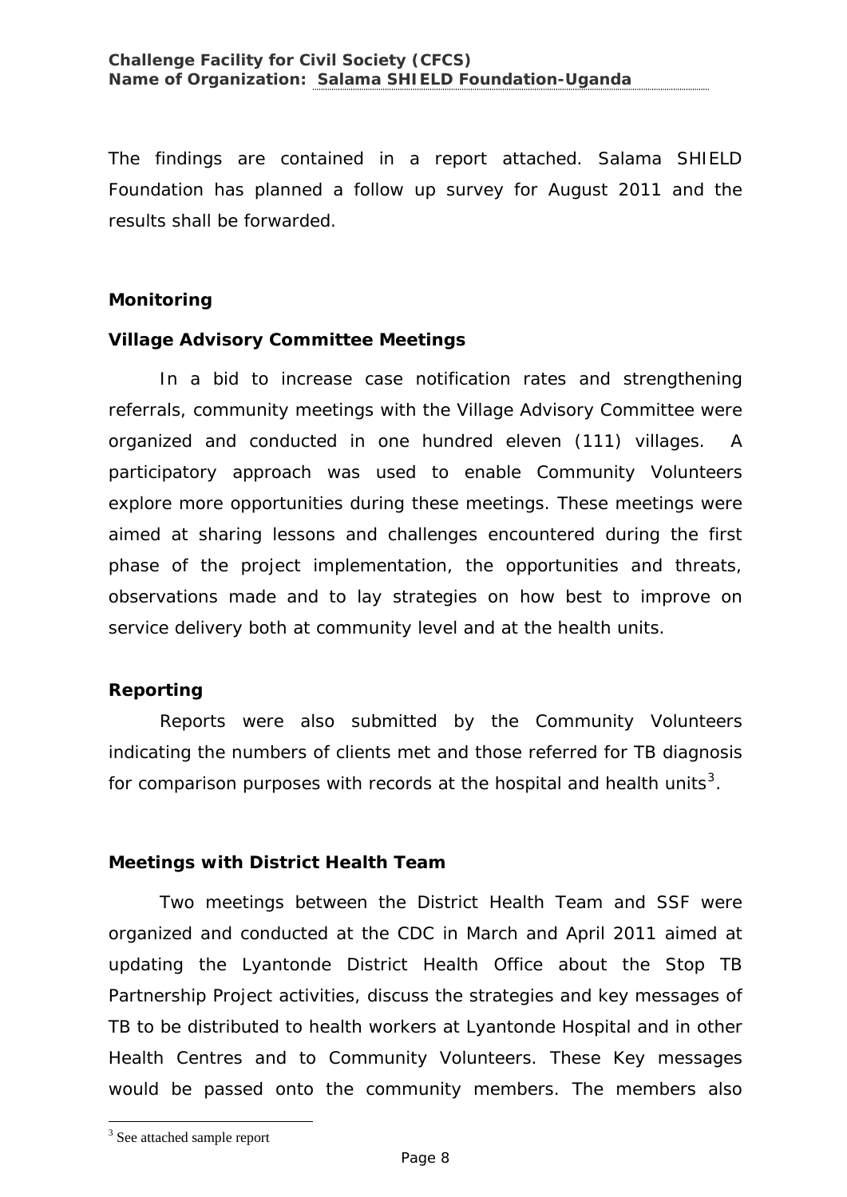The findings are contained in a report attached. Salama SHIELD Foundation has planned a follow up survey for August 2011 and the results shall be forwarded.

**Monitoring**

**Village Advisory Committee Meetings**

In a bid to increase case notification rates and strengthening referrals, community meetings with the Village Advisory Committee were organized and conducted in one hundred eleven (111) villages. A participatory approach was used to enable Community Volunteers explore more opportunities during these meetings. These meetings were aimed at sharing lessons and challenges encountered during the first phase of the project implementation, the opportunities and threats, observations made and to lay strategies on how best to improve on service delivery both at community level and at the health units.

**Reporting**

Reports were also submitted by the Community Volunteers indicating the numbers of clients met and those referred for TB diagnosis for comparison purposes with records at the hospital and health units[3].

**Meetings with District Health Team**

Two meetings between the District Health Team and SSF were organized and conducted at the CDC in March and April 2011 aimed at updating the Lyantonde District Health Office about the Stop TB Partnership Project activities, discuss the strategies and key messages of TB to be distributed to health workers at Lyantonde Hospital and in other Health Centres and to Community Volunteers. These Key messages would be passed onto the community members. The members also

[3] See attached sample report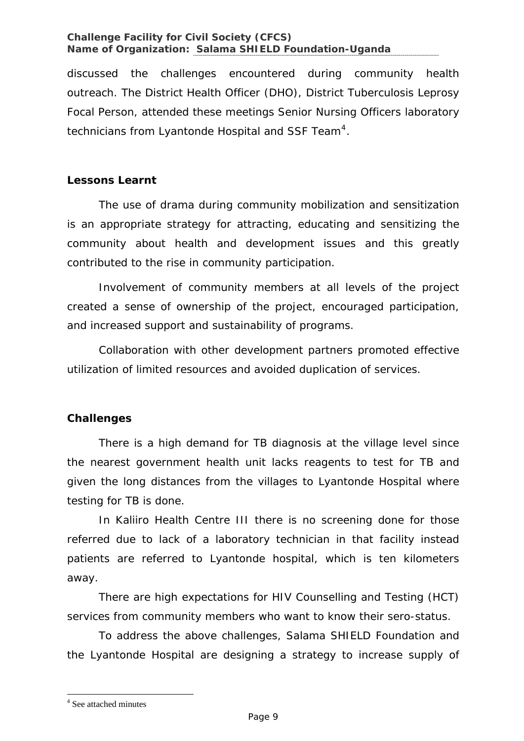discussed the challenges encountered during community health outreach. The District Health Officer (DHO), District Tuberculosis Leprosy Focal Person, attended these meetings Senior Nursing Officers laboratory technicians from Lyantonde Hospital and SSF Team[4].

**Lessons Learnt**

The use of drama during community mobilization and sensitization is an appropriate strategy for attracting, educating and sensitizing the community about health and development issues and this greatly contributed to the rise in community participation.

Involvement of community members at all levels of the project created a sense of ownership of the project, encouraged participation, and increased support and sustainability of programs.

Collaboration with other development partners promoted effective utilization of limited resources and avoided duplication of services.

**Challenges**

There is a high demand for TB diagnosis at the village level since the nearest government health unit lacks reagents to test for TB and given the long distances from the villages to Lyantonde Hospital where testing for TB is done.

In Kaliiro Health Centre III there is no screening done for those referred due to lack of a laboratory technician in that facility instead patients are referred to Lyantonde hospital, which is ten kilometers away.

There are high expectations for HIV Counselling and Testing (HCT) services from community members who want to know their sero-status.

To address the above challenges, Salama SHIELD Foundation and the Lyantonde Hospital are designing a strategy to increase supply of

[4] See attached minutes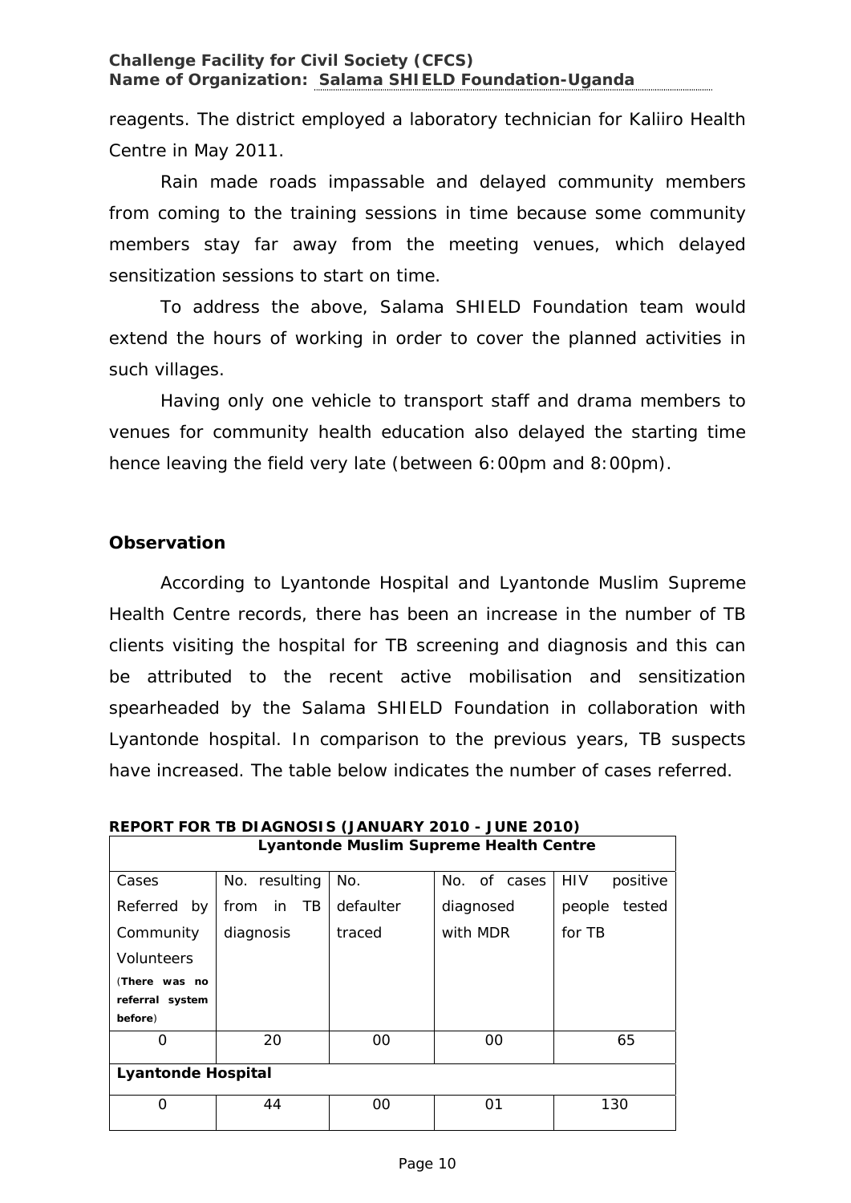reagents. The district employed a laboratory technician for Kaliiro Health Centre in May 2011.

Rain made roads impassable and delayed community members from coming to the training sessions in time because some community members stay far away from the meeting venues, which delayed sensitization sessions to start on time.

To address the above, Salama SHIELD Foundation team would extend the hours of working in order to cover the planned activities in such villages.

Having only one vehicle to transport staff and drama members to venues for community health education also delayed the starting time hence leaving the field very late (between 6:00pm and 8:00pm).

## Observation

According to Lyantonde Hospital and Lyantonde Muslim Supreme Health Centre records, there has been an increase in the number of TB clients visiting the hospital for TB screening and diagnosis and this can be attributed to the recent active mobilisation and sensitization spearheaded by the Salama SHIELD Foundation in collaboration with Lyantonde hospital. In comparison to the previous years, TB suspects have increased. The table below indicates the number of cases referred.

**REPORT FOR TB DIAGNOSIS (JANUARY 2010 - JUNE 2010)**

| **Lyantonde Muslim Supreme Health Centre** | | | | |
|---|---|---|---|---|
| Cases Referred by Community Volunteers (**There was no referral system before**) | No. resulting from in TB diagnosis | No. defaulter traced | No. of cases diagnosed with MDR | HIV positive people tested for TB |
| 0 | 20 | 00 | 00 | 65 |
| **Lyantonde Hospital** | | | | |
| 0 | 44 | 00 | 01 | 130 |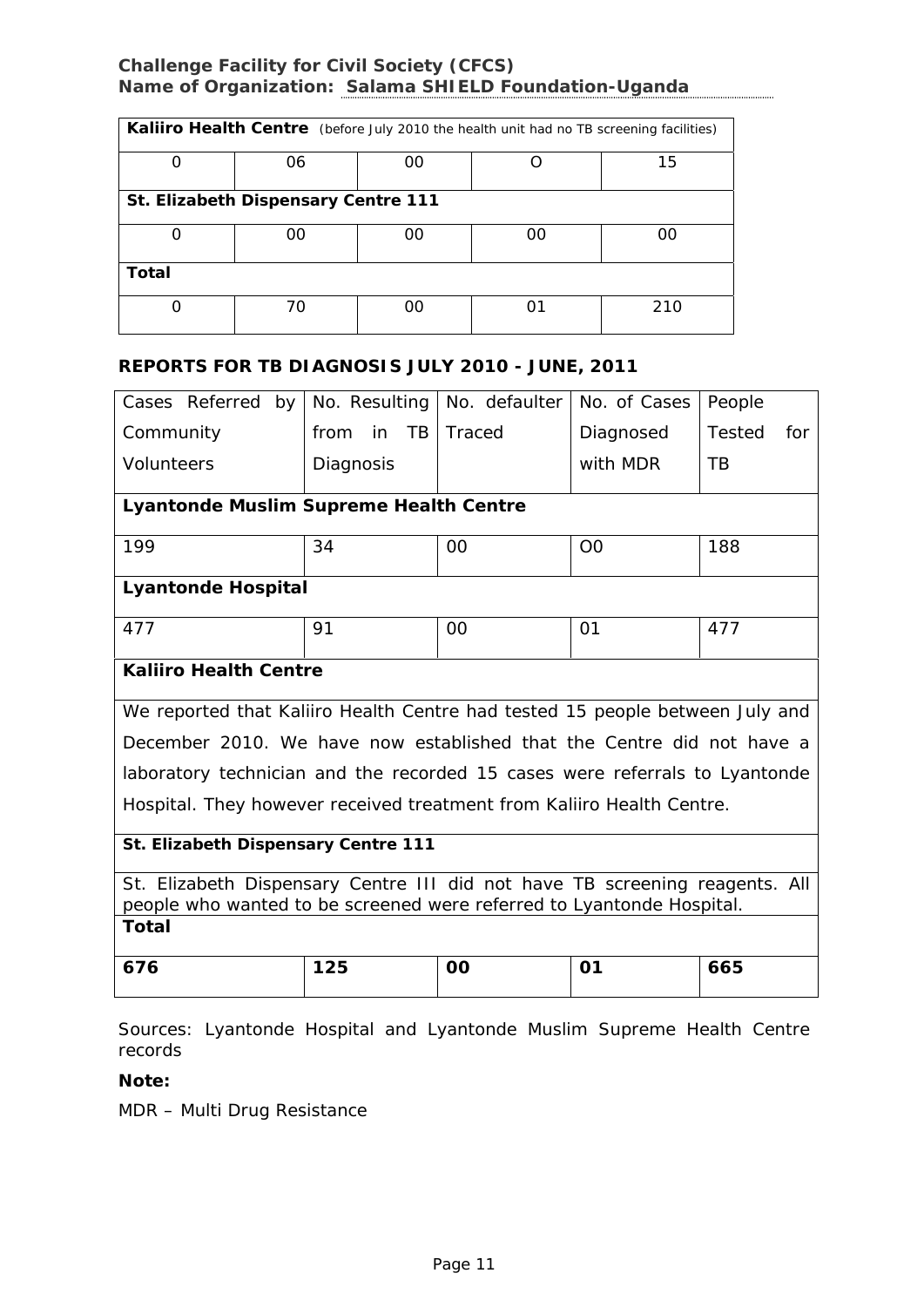**Challenge Facility for Civil Society (CFCS)**
**Name of Organization: Salama SHIELD Foundation-Uganda**

| **Kaliiro Health Centre** (before July 2010 the health unit had no TB screening facilities) | | | | |
|---|---|---|---|---|
| 0 | 06 | 00 | O | 15 |
| **St. Elizabeth Dispensary Centre 111** | | | | |
| 0 | 00 | 00 | 00 | 00 |
| **Total** | | | | |
| 0 | 70 | 00 | 01 | 210 |

### REPORTS FOR TB DIAGNOSIS JULY 2010 - JUNE, 2011

| Cases Referred by Community Volunteers | No. Resulting from in TB Diagnosis | No. defaulter Traced | No. of Cases Diagnosed with MDR | People Tested for TB |
|---|---|---|---|---|
| **Lyantonde Muslim Supreme Health Centre** | | | | |
| 199 | 34 | 00 | O0 | 188 |
| **Lyantonde Hospital** | | | | |
| 477 | 91 | 00 | 01 | 477 |
| **Kaliiro Health Centre** | | | | |
| We reported that Kaliiro Health Centre had tested 15 people between July and December 2010. We have now established that the Centre did not have a laboratory technician and the recorded 15 cases were referrals to Lyantonde Hospital. They however received treatment from Kaliiro Health Centre. | | | | |
| **St. Elizabeth Dispensary Centre 111** | | | | |
| St. Elizabeth Dispensary Centre III did not have TB screening reagents. All people who wanted to be screened were referred to Lyantonde Hospital. | | | | |
| **Total** | | | | |
| **676** | **125** | **00** | **01** | **665** |

Sources: Lyantonde Hospital and Lyantonde Muslim Supreme Health Centre records

**Note:**

MDR – Multi Drug Resistance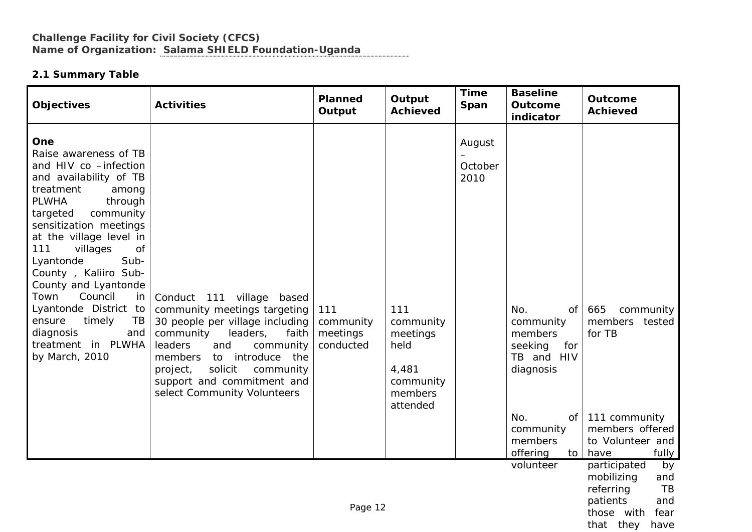**Challenge Facility for Civil Society (CFCS)**
**Name of Organization: Salama SHIELD Foundation-Uganda**

**2.1 Summary Table**

| Objectives | Activities | Planned Output | Output Achieved | Time Span | Baseline Outcome indicator | Outcome Achieved |
|---|---|---|---|---|---|---|
| **One** Raise awareness of TB and HIV co –infection and availability of TB treatment among PLWHA through targeted community sensitization meetings at the village level in 111 villages of Lyantonde Sub-County , Kaliiro Sub-County and Lyantonde Town Council in Lyantonde District to ensure timely TB diagnosis and treatment in PLWHA by March, 2010 | Conduct 111 village based community meetings targeting 30 people per village including community leaders, faith leaders and community members to introduce the project, solicit community support and commitment and select Community Volunteers | 111 community meetings conducted | 111 community meetings held<br><br>4,481 community members attended | August – October 2010 | No. of community members seeking for TB and HIV diagnosis | 665 community members tested for TB |
| | | | | | No. of community members offering to volunteer | 111 community members offered to Volunteer and have fully participated by mobilizing and referring TB patients and those with fear that they have |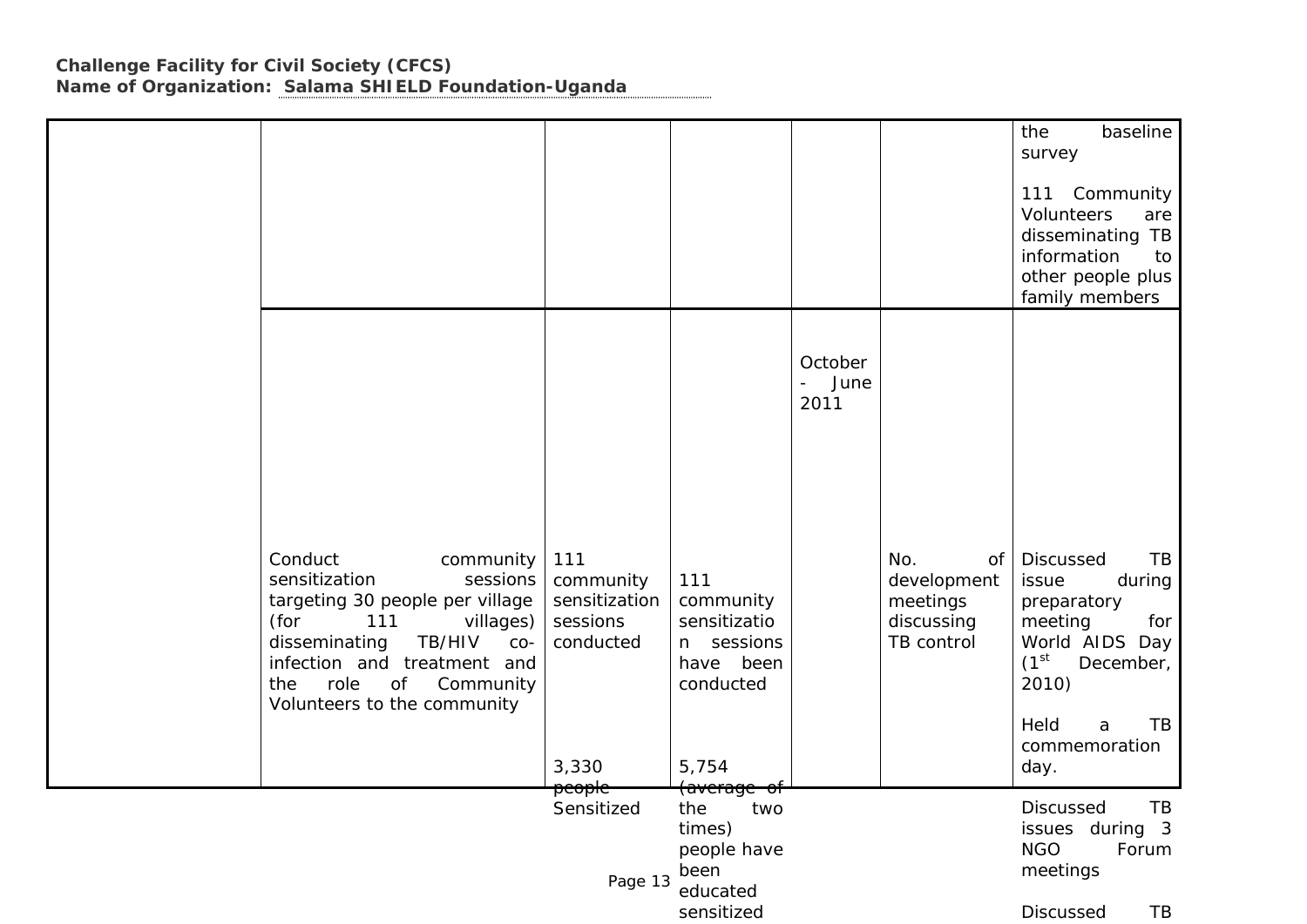**Challenge Facility for Civil Society (CFCS)**
**Name of Organization: Salama SHIELD Foundation-Uganda**

| | | | | | | |
|---|---|---|---|---|---|---|
| | | | | | | the baseline survey<br><br>111 Community Volunteers are disseminating TB information to other people plus family members |
| | Conduct community sensitization sessions targeting 30 people per village (for 111 villages) disseminating TB/HIV co-infection and treatment and the role of Community Volunteers to the community | 111 community sensitization sessions conducted<br><br>3,330 people Sensitized | 111 community sensitization sessions have been conducted<br><br>5,754 (average of the two times) people have been educated sensitized | October - June 2011 | No. of development meetings discussing TB control | Discussed TB issue during preparatory meeting for World AIDS Day (1st December, 2010)<br><br>Held a TB commemoration day.<br><br>Discussed TB issues during 3 NGO Forum meetings<br><br>Discussed TB |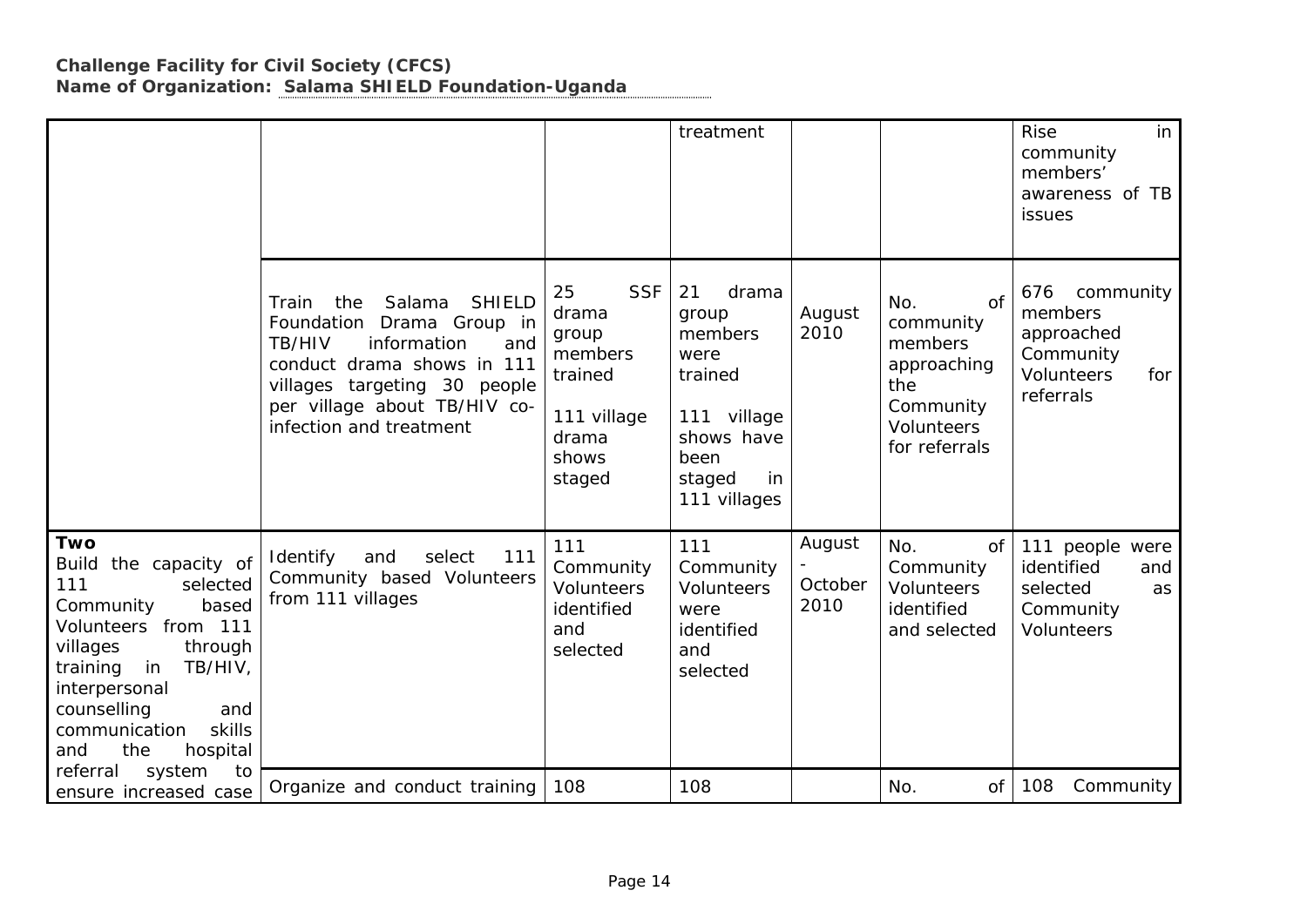**Challenge Facility for Civil Society (CFCS)**
**Name of Organization: Salama SHIELD Foundation-Uganda**

| | | | | | | |
|---|---|---|---|---|---|---|
| | | | treatment | | | Rise in community members' awareness of TB issues |
| | Train the Salama SHIELD Foundation Drama Group in TB/HIV information and conduct drama shows in 111 villages targeting 30 people per village about TB/HIV co-infection and treatment | 25 SSF drama group members trained<br><br>111 village drama shows staged | 21 drama group members were trained<br><br>111 village shows have been staged in 111 villages | August 2010 | No. of community members approaching the Community Volunteers for referrals | 676 community members approached Community Volunteers for referrals |
| **Two**<br>Build the capacity of 111 selected Community based Volunteers from 111 villages through training in TB/HIV, interpersonal counselling and communication skills and the hospital referral system to ensure increased case | Identify and select 111 Community based Volunteers from 111 villages | 111 Community Volunteers identified and selected | 111 Community Volunteers were identified and selected | August - October 2010 | No. of Community Volunteers identified and selected | 111 people were identified and selected as Community Volunteers |
| | Organize and conduct training | 108 | 108 | | No. of | 108 Community |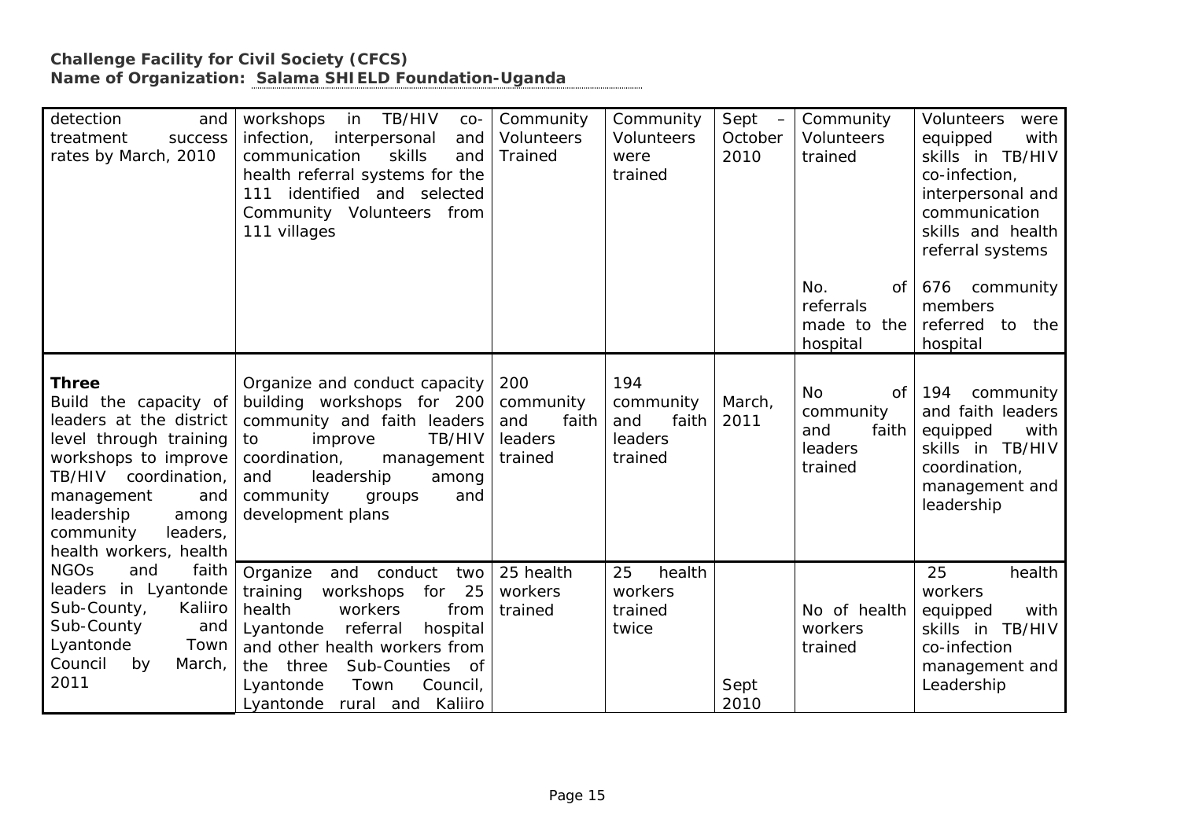**Challenge Facility for Civil Society (CFCS)**
**Name of Organization: Salama SHIELD Foundation-Uganda**

| | | | | | | |
|---|---|---|---|---|---|---|
| detection and treatment success rates by March, 2010 | workshops in TB/HIV co-infection, interpersonal and communication skills and health referral systems for the 111 identified and selected Community Volunteers from 111 villages | Community Volunteers Trained | Community Volunteers were trained | Sept – October 2010 | Community Volunteers trained | Volunteers were equipped with skills in TB/HIV co-infection, interpersonal and communication skills and health referral systems |
| | | | | | No. of referrals made to the hospital | 676 community members referred to the hospital |
| **Three**<br>Build the capacity of leaders at the district level through training workshops to improve TB/HIV coordination, management and leadership among community leaders, health workers, health NGOs and faith leaders in Lyantonde Sub-County, Kaliiro Sub-County and Lyantonde Town Council by March, 2011 | Organize and conduct capacity building workshops for 200 community and faith leaders to improve TB/HIV coordination, management and leadership among community groups and development plans | 200 community and faith leaders trained | 194 community and faith leaders trained | March, 2011 | No of community and faith leaders trained | 194 community and faith leaders equipped with skills in TB/HIV coordination, management and leadership |
| | Organize and conduct two training workshops for 25 health workers from Lyantonde referral hospital and other health workers from the three Sub-Counties of Lyantonde Town Council, Lyantonde rural and Kaliiro | 25 health workers trained | 25 health workers trained twice | Sept 2010 | No of health workers trained | 25 health workers equipped with skills in TB/HIV co-infection management and Leadership |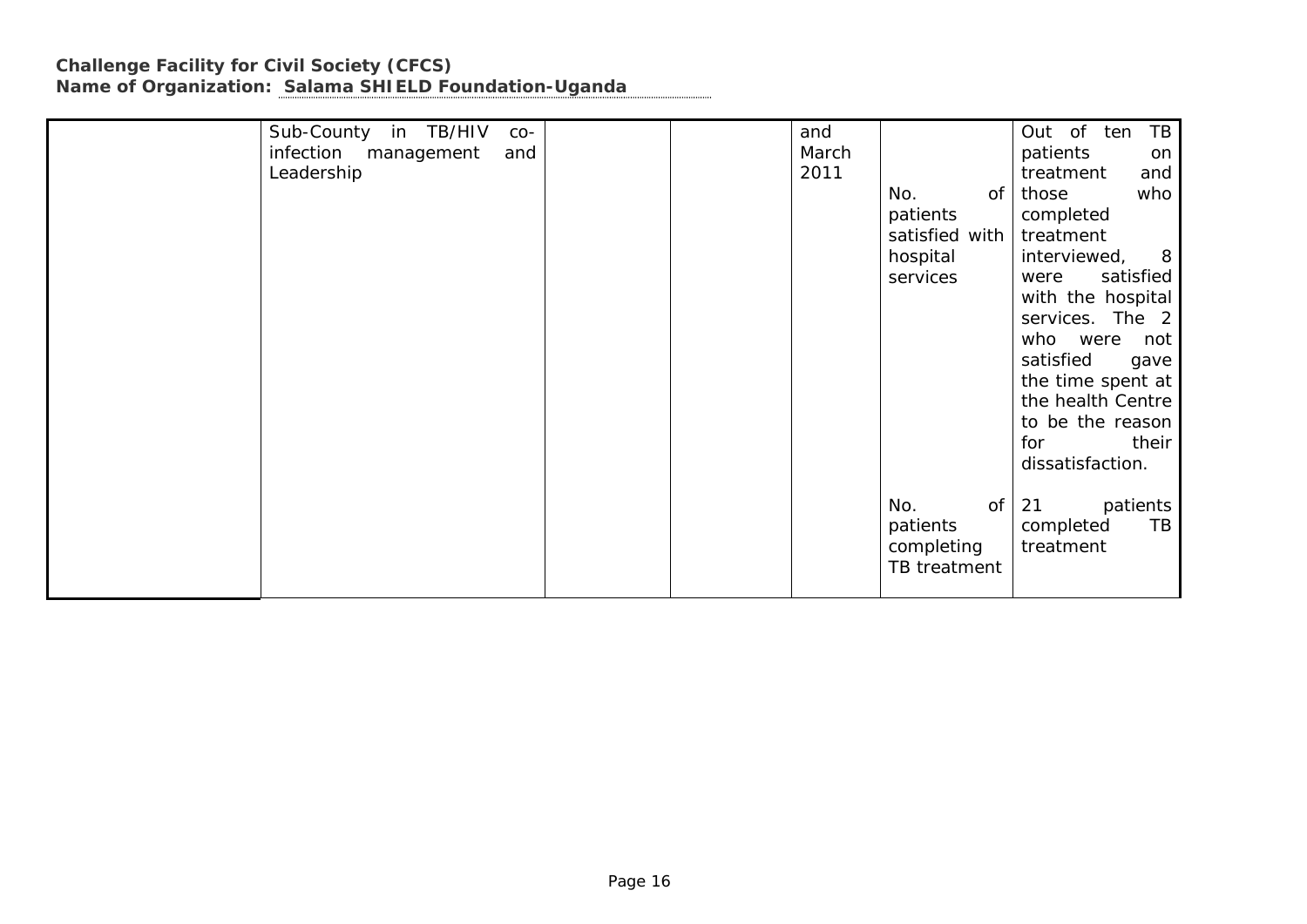**Challenge Facility for Civil Society (CFCS)**
**Name of Organization: Salama SHIELD Foundation-Uganda**

| | | | | | | |
|---|---|---|---|---|---|---|
| | Sub-County in TB/HIV co-infection management and Leadership | | | and March 2011 | No. of patients satisfied with hospital services | Out of ten TB patients on treatment and those who completed treatment interviewed, 8 were satisfied with the hospital services. The 2 who were not satisfied gave the time spent at the health Centre to be the reason for their dissatisfaction. |
| | | | | | No. of patients completing TB treatment | 21 patients completed TB treatment |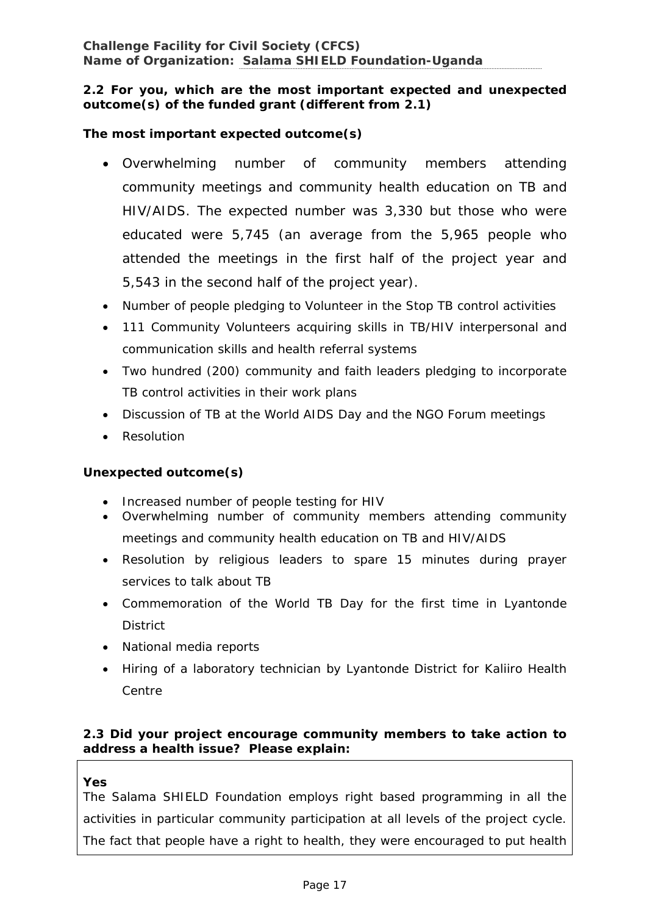**2.2 For you, which are the most important expected and unexpected outcome(s) of the funded grant (different from 2.1)**

**The most important expected outcome(s)**

- Overwhelming number of community members attending community meetings and community health education on TB and HIV/AIDS. The expected number was 3,330 but those who were educated were 5,745 (an average from the 5,965 people who attended the meetings in the first half of the project year and 5,543 in the second half of the project year).
- Number of people pledging to Volunteer in the Stop TB control activities
- 111 Community Volunteers acquiring skills in TB/HIV interpersonal and communication skills and health referral systems
- Two hundred (200) community and faith leaders pledging to incorporate TB control activities in their work plans
- Discussion of TB at the World AIDS Day and the NGO Forum meetings
- Resolution

**Unexpected outcome(s)**

- Increased number of people testing for HIV
- Overwhelming number of community members attending community meetings and community health education on TB and HIV/AIDS
- Resolution by religious leaders to spare 15 minutes during prayer services to talk about TB
- Commemoration of the World TB Day for the first time in Lyantonde District
- National media reports
- Hiring of a laboratory technician by Lyantonde District for Kaliiro Health Centre

**2.3 Did your project encourage community members to take action to address a health issue? Please explain:**

**Yes**

The Salama SHIELD Foundation employs right based programming in all the activities in particular community participation at all levels of the project cycle. The fact that people have a right to health, they were encouraged to put health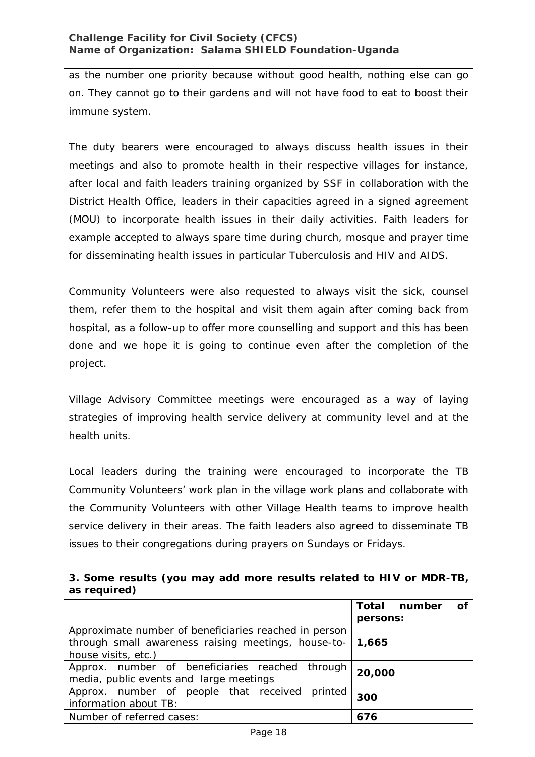as the number one priority because without good health, nothing else can go on. They cannot go to their gardens and will not have food to eat to boost their immune system.

The duty bearers were encouraged to always discuss health issues in their meetings and also to promote health in their respective villages for instance, after local and faith leaders training organized by SSF in collaboration with the District Health Office, leaders in their capacities agreed in a signed agreement (MOU) to incorporate health issues in their daily activities. Faith leaders for example accepted to always spare time during church, mosque and prayer time for disseminating health issues in particular Tuberculosis and HIV and AIDS.

Community Volunteers were also requested to always visit the sick, counsel them, refer them to the hospital and visit them again after coming back from hospital, as a follow-up to offer more counselling and support and this has been done and we hope it is going to continue even after the completion of the project.

Village Advisory Committee meetings were encouraged as a way of laying strategies of improving health service delivery at community level and at the health units.

Local leaders during the training were encouraged to incorporate the TB Community Volunteers' work plan in the village work plans and collaborate with the Community Volunteers with other Village Health teams to improve health service delivery in their areas. The faith leaders also agreed to disseminate TB issues to their congregations during prayers on Sundays or Fridays.

**3. Some results (you may add more results related to HIV or MDR-TB, as required)**

| | **Total number of persons:** |
|---|---|
| Approximate number of beneficiaries reached in person through small awareness raising meetings, house-to-house visits, etc.) | **1,665** |
| Approx. number of beneficiaries reached through media, public events and large meetings | **20,000** |
| Approx. number of people that received printed information about TB: | **300** |
| Number of referred cases: | **676** |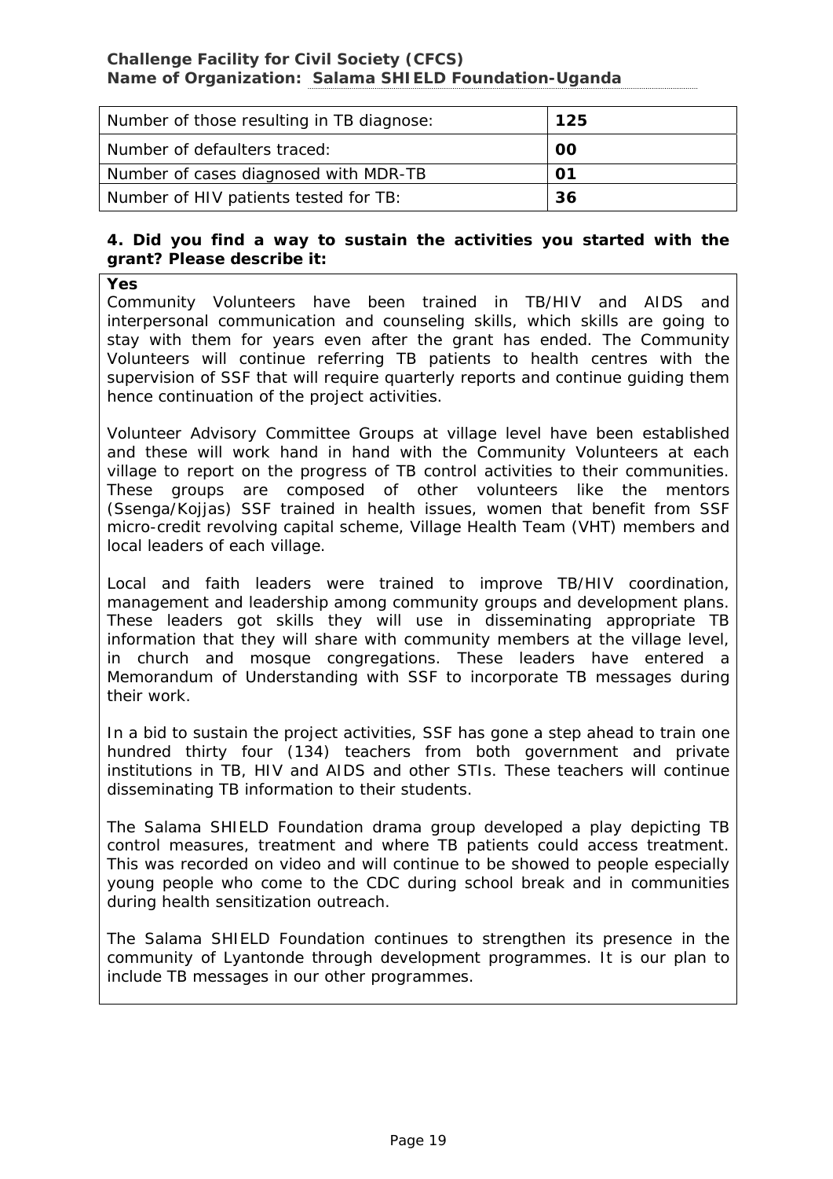| Number of those resulting in TB diagnose: | **125** |
| --- | --- |
| Number of defaulters traced: | **00** |
| Number of cases diagnosed with MDR-TB | **01** |
| Number of HIV patients tested for TB: | **36** |

**4. Did you find a way to sustain the activities you started with the grant? Please describe it:**

**Yes**

Community Volunteers have been trained in TB/HIV and AIDS and interpersonal communication and counseling skills, which skills are going to stay with them for years even after the grant has ended. The Community Volunteers will continue referring TB patients to health centres with the supervision of SSF that will require quarterly reports and continue guiding them hence continuation of the project activities.

Volunteer Advisory Committee Groups at village level have been established and these will work hand in hand with the Community Volunteers at each village to report on the progress of TB control activities to their communities. These groups are composed of other volunteers like the mentors (Ssenga/Kojjas) SSF trained in health issues, women that benefit from SSF micro-credit revolving capital scheme, Village Health Team (VHT) members and local leaders of each village.

Local and faith leaders were trained to improve TB/HIV coordination, management and leadership among community groups and development plans. These leaders got skills they will use in disseminating appropriate TB information that they will share with community members at the village level, in church and mosque congregations. These leaders have entered a Memorandum of Understanding with SSF to incorporate TB messages during their work.

In a bid to sustain the project activities, SSF has gone a step ahead to train one hundred thirty four (134) teachers from both government and private institutions in TB, HIV and AIDS and other STIs. These teachers will continue disseminating TB information to their students.

The Salama SHIELD Foundation drama group developed a play depicting TB control measures, treatment and where TB patients could access treatment. This was recorded on video and will continue to be showed to people especially young people who come to the CDC during school break and in communities during health sensitization outreach.

The Salama SHIELD Foundation continues to strengthen its presence in the community of Lyantonde through development programmes. It is our plan to include TB messages in our other programmes.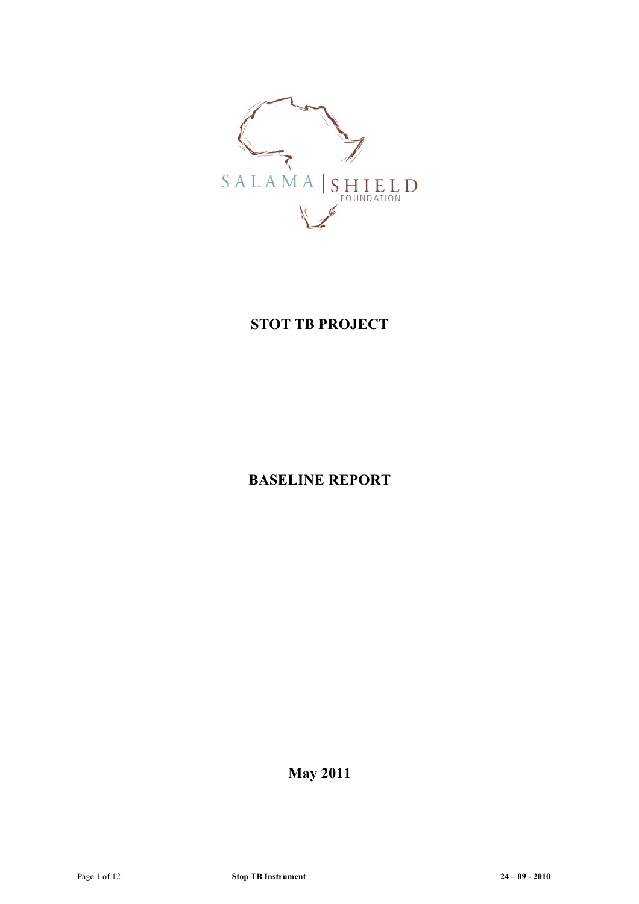# STOT TB PROJECT

# BASELINE REPORT

**May 2011**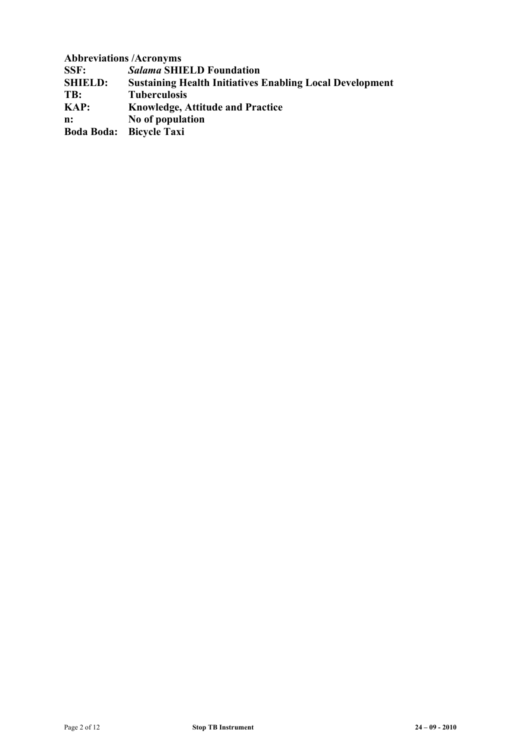**Abbreviations /Acronyms**

| | |
|---|---|
| **SSF:** | ***Salama* SHIELD Foundation** |
| **SHIELD:** | **Sustaining Health Initiatives Enabling Local Development** |
| **TB:** | **Tuberculosis** |
| **KAP:** | **Knowledge, Attitude and Practice** |
| **n:** | **No of population** |
| **Boda Boda:** | **Bicycle Taxi** |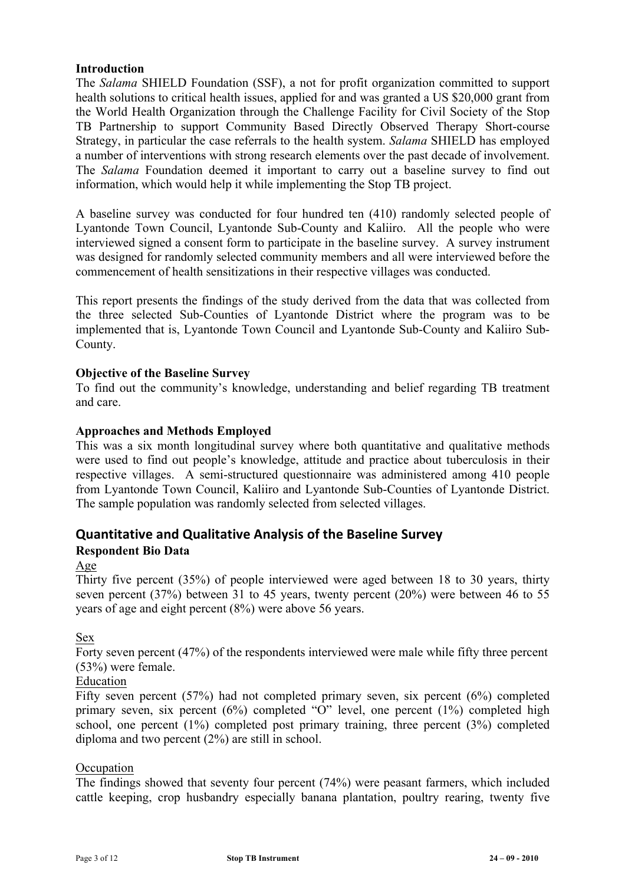**Introduction**

The *Salama* SHIELD Foundation (SSF), a not for profit organization committed to support health solutions to critical health issues, applied for and was granted a US $20,000 grant from the World Health Organization through the Challenge Facility for Civil Society of the Stop TB Partnership to support Community Based Directly Observed Therapy Short-course Strategy, in particular the case referrals to the health system. *Salama* SHIELD has employed a number of interventions with strong research elements over the past decade of involvement. The *Salama* Foundation deemed it important to carry out a baseline survey to find out information, which would help it while implementing the Stop TB project.

A baseline survey was conducted for four hundred ten (410) randomly selected people of Lyantonde Town Council, Lyantonde Sub-County and Kaliiro. All the people who were interviewed signed a consent form to participate in the baseline survey. A survey instrument was designed for randomly selected community members and all were interviewed before the commencement of health sensitizations in their respective villages was conducted.

This report presents the findings of the study derived from the data that was collected from the three selected Sub-Counties of Lyantonde District where the program was to be implemented that is, Lyantonde Town Council and Lyantonde Sub-County and Kaliiro Sub-County.

**Objective of the Baseline Survey**

To find out the community's knowledge, understanding and belief regarding TB treatment and care.

**Approaches and Methods Employed**

This was a six month longitudinal survey where both quantitative and qualitative methods were used to find out people's knowledge, attitude and practice about tuberculosis in their respective villages. A semi-structured questionnaire was administered among 410 people from Lyantonde Town Council, Kaliiro and Lyantonde Sub-Counties of Lyantonde District. The sample population was randomly selected from selected villages.

## Quantitative and Qualitative Analysis of the Baseline Survey

**Respondent Bio Data**

Age

Thirty five percent (35%) of people interviewed were aged between 18 to 30 years, thirty seven percent (37%) between 31 to 45 years, twenty percent (20%) were between 46 to 55 years of age and eight percent (8%) were above 56 years.

Sex

Forty seven percent (47%) of the respondents interviewed were male while fifty three percent (53%) were female.

Education

Fifty seven percent (57%) had not completed primary seven, six percent (6%) completed primary seven, six percent (6%) completed "O" level, one percent (1%) completed high school, one percent (1%) completed post primary training, three percent (3%) completed diploma and two percent (2%) are still in school.

Occupation

The findings showed that seventy four percent (74%) were peasant farmers, which included cattle keeping, crop husbandry especially banana plantation, poultry rearing, twenty five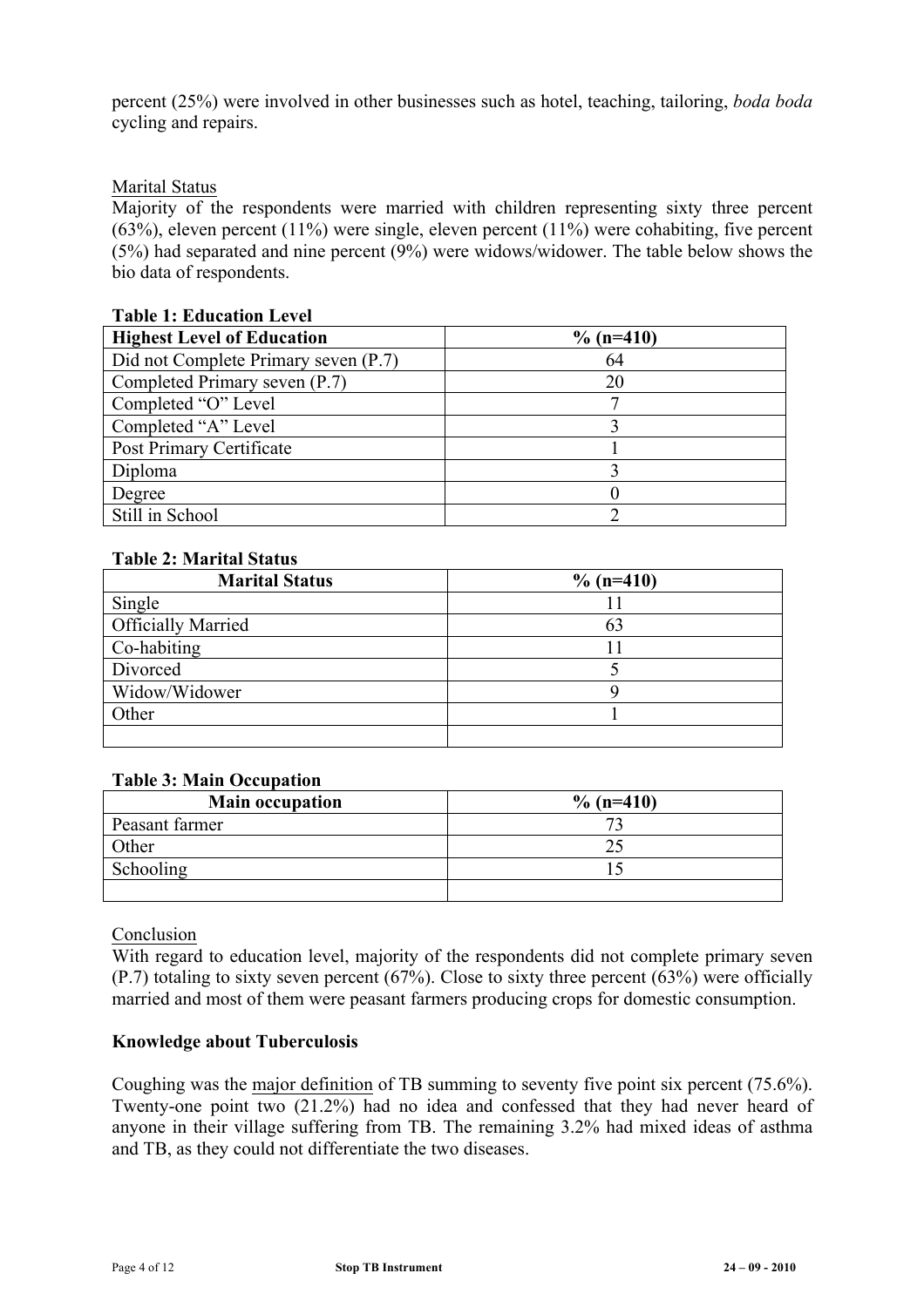percent (25%) were involved in other businesses such as hotel, teaching, tailoring, *boda boda* cycling and repairs.

Marital Status

Majority of the respondents were married with children representing sixty three percent (63%), eleven percent (11%) were single, eleven percent (11%) were cohabiting, five percent (5%) had separated and nine percent (9%) were widows/widower. The table below shows the bio data of respondents.

**Table 1: Education Level**

| Highest Level of Education | % (n=410) |
|---|---|
| Did not Complete Primary seven (P.7) | 64 |
| Completed Primary seven (P.7) | 20 |
| Completed "O" Level | 7 |
| Completed "A" Level | 3 |
| Post Primary Certificate | 1 |
| Diploma | 3 |
| Degree | 0 |
| Still in School | 2 |

**Table 2: Marital Status**

| Marital Status | % (n=410) |
|---|---|
| Single | 11 |
| Officially Married | 63 |
| Co-habiting | 11 |
| Divorced | 5 |
| Widow/Widower | 9 |
| Other | 1 |
| | |

**Table 3: Main Occupation**

| Main occupation | % (n=410) |
|---|---|
| Peasant farmer | 73 |
| Other | 25 |
| Schooling | 15 |
| | |

Conclusion

With regard to education level, majority of the respondents did not complete primary seven (P.7) totaling to sixty seven percent (67%). Close to sixty three percent (63%) were officially married and most of them were peasant farmers producing crops for domestic consumption.

**Knowledge about Tuberculosis**

Coughing was the major definition of TB summing to seventy five point six percent (75.6%). Twenty-one point two (21.2%) had no idea and confessed that they had never heard of anyone in their village suffering from TB. The remaining 3.2% had mixed ideas of asthma and TB, as they could not differentiate the two diseases.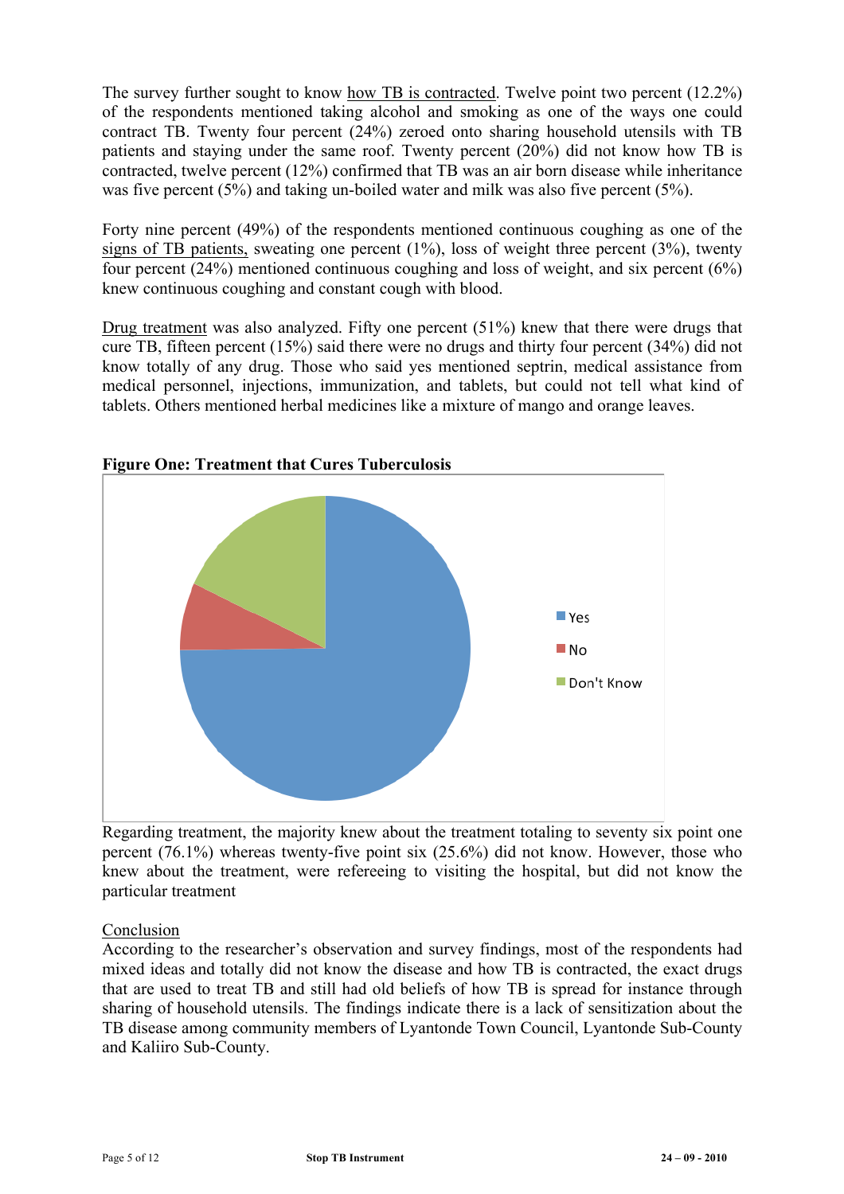The survey further sought to know how TB is contracted. Twelve point two percent (12.2%) of the respondents mentioned taking alcohol and smoking as one of the ways one could contract TB. Twenty four percent (24%) zeroed onto sharing household utensils with TB patients and staying under the same roof. Twenty percent (20%) did not know how TB is contracted, twelve percent (12%) confirmed that TB was an air born disease while inheritance was five percent (5%) and taking un-boiled water and milk was also five percent (5%).

Forty nine percent (49%) of the respondents mentioned continuous coughing as one of the signs of TB patients, sweating one percent (1%), loss of weight three percent (3%), twenty four percent (24%) mentioned continuous coughing and loss of weight, and six percent (6%) knew continuous coughing and constant cough with blood.

Drug treatment was also analyzed. Fifty one percent (51%) knew that there were drugs that cure TB, fifteen percent (15%) said there were no drugs and thirty four percent (34%) did not know totally of any drug. Those who said yes mentioned septrin, medical assistance from medical personnel, injections, immunization, and tablets, but could not tell what kind of tablets. Others mentioned herbal medicines like a mixture of mango and orange leaves.

**Figure One: Treatment that Cures Tuberculosis**

Regarding treatment, the majority knew about the treatment totaling to seventy six point one percent (76.1%) whereas twenty-five point six (25.6%) did not know. However, those who knew about the treatment, were refereeing to visiting the hospital, but did not know the particular treatment

Conclusion

According to the researcher's observation and survey findings, most of the respondents had mixed ideas and totally did not know the disease and how TB is contracted, the exact drugs that are used to treat TB and still had old beliefs of how TB is spread for instance through sharing of household utensils. The findings indicate there is a lack of sensitization about the TB disease among community members of Lyantonde Town Council, Lyantonde Sub-County and Kaliiro Sub-County.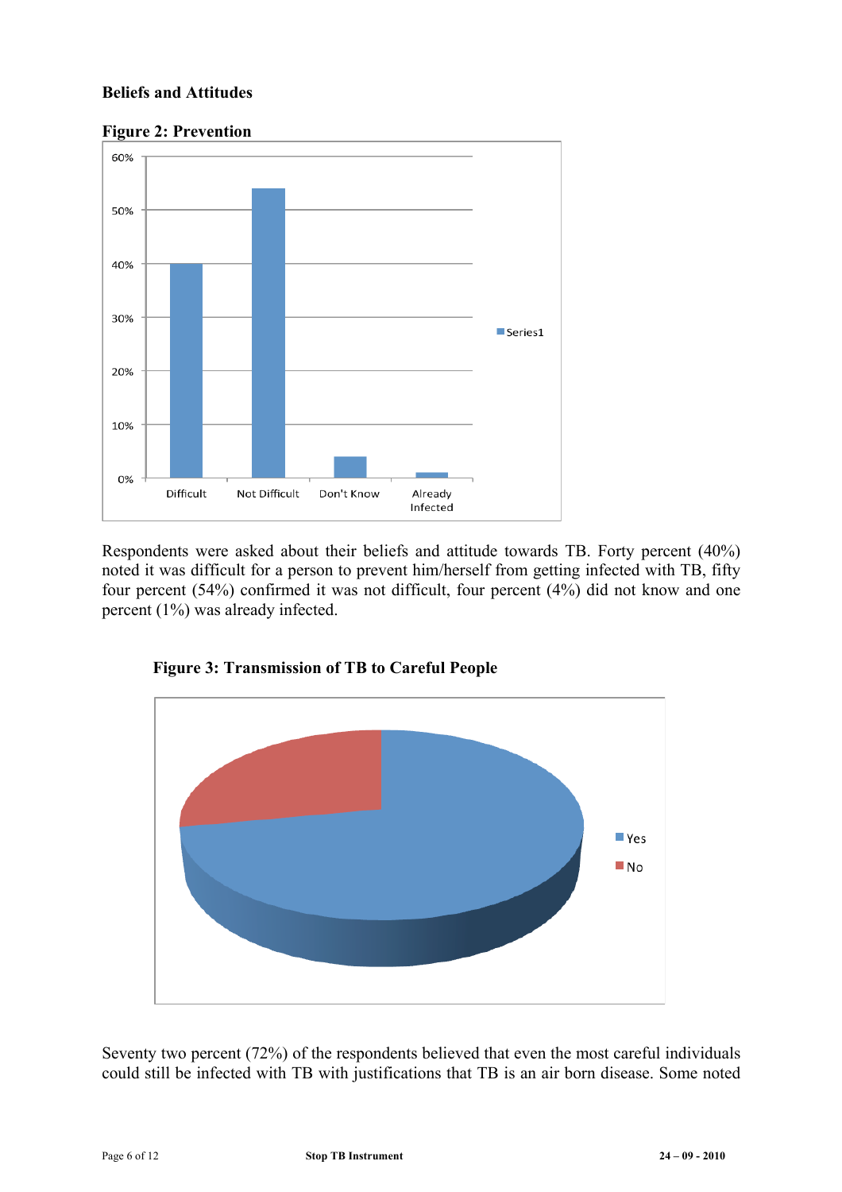**Beliefs and Attitudes**

**Figure 2: Prevention**

Respondents were asked about their beliefs and attitude towards TB. Forty percent (40%) noted it was difficult for a person to prevent him/herself from getting infected with TB, fifty four percent (54%) confirmed it was not difficult, four percent (4%) did not know and one percent (1%) was already infected.

**Figure 3: Transmission of TB to Careful People**

Seventy two percent (72%) of the respondents believed that even the most careful individuals could still be infected with TB with justifications that TB is an air born disease. Some noted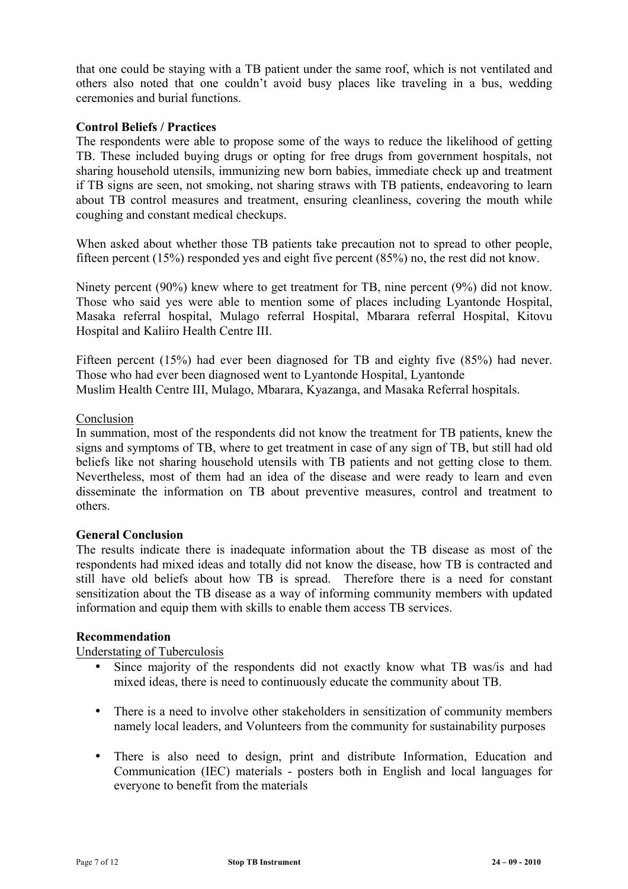that one could be staying with a TB patient under the same roof, which is not ventilated and others also noted that one couldn't avoid busy places like traveling in a bus, wedding ceremonies and burial functions.

**Control Beliefs / Practices**

The respondents were able to propose some of the ways to reduce the likelihood of getting TB. These included buying drugs or opting for free drugs from government hospitals, not sharing household utensils, immunizing new born babies, immediate check up and treatment if TB signs are seen, not smoking, not sharing straws with TB patients, endeavoring to learn about TB control measures and treatment, ensuring cleanliness, covering the mouth while coughing and constant medical checkups.

When asked about whether those TB patients take precaution not to spread to other people, fifteen percent (15%) responded yes and eight five percent (85%) no, the rest did not know.

Ninety percent (90%) knew where to get treatment for TB, nine percent (9%) did not know. Those who said yes were able to mention some of places including Lyantonde Hospital, Masaka referral hospital, Mulago referral Hospital, Mbarara referral Hospital, Kitovu Hospital and Kaliiro Health Centre III.

Fifteen percent (15%) had ever been diagnosed for TB and eighty five (85%) had never. Those who had ever been diagnosed went to Lyantonde Hospital, Lyantonde Muslim Health Centre III, Mulago, Mbarara, Kyazanga, and Masaka Referral hospitals.

Conclusion

In summation, most of the respondents did not know the treatment for TB patients, knew the signs and symptoms of TB, where to get treatment in case of any sign of TB, but still had old beliefs like not sharing household utensils with TB patients and not getting close to them. Nevertheless, most of them had an idea of the disease and were ready to learn and even disseminate the information on TB about preventive measures, control and treatment to others.

**General Conclusion**

The results indicate there is inadequate information about the TB disease as most of the respondents had mixed ideas and totally did not know the disease, how TB is contracted and still have old beliefs about how TB is spread. Therefore there is a need for constant sensitization about the TB disease as a way of informing community members with updated information and equip them with skills to enable them access TB services.

**Recommendation**

Understating of Tuberculosis

- Since majority of the respondents did not exactly know what TB was/is and had mixed ideas, there is need to continuously educate the community about TB.
- There is a need to involve other stakeholders in sensitization of community members namely local leaders, and Volunteers from the community for sustainability purposes
- There is also need to design, print and distribute Information, Education and Communication (IEC) materials - posters both in English and local languages for everyone to benefit from the materials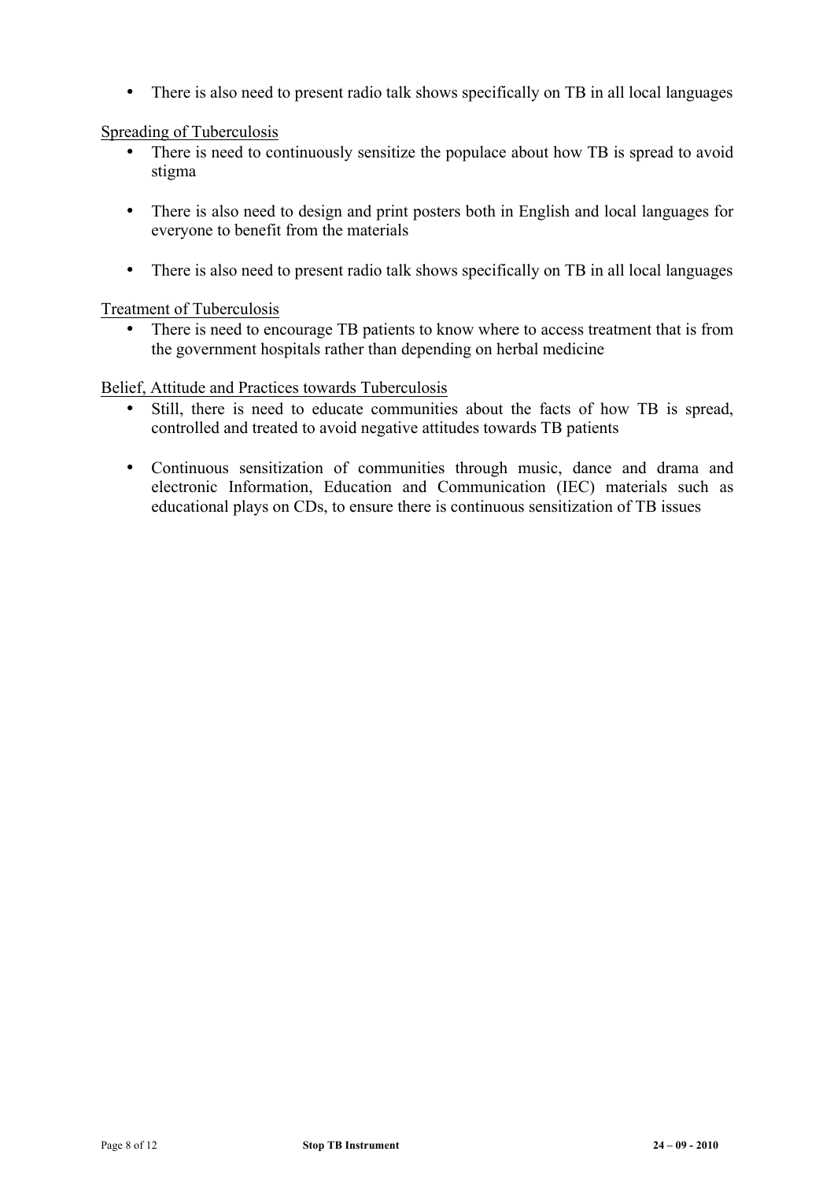- There is also need to present radio talk shows specifically on TB in all local languages

Spreading of Tuberculosis

- There is need to continuously sensitize the populace about how TB is spread to avoid stigma
- There is also need to design and print posters both in English and local languages for everyone to benefit from the materials
- There is also need to present radio talk shows specifically on TB in all local languages

Treatment of Tuberculosis

- There is need to encourage TB patients to know where to access treatment that is from the government hospitals rather than depending on herbal medicine

Belief, Attitude and Practices towards Tuberculosis

- Still, there is need to educate communities about the facts of how TB is spread, controlled and treated to avoid negative attitudes towards TB patients
- Continuous sensitization of communities through music, dance and drama and electronic Information, Education and Communication (IEC) materials such as educational plays on CDs, to ensure there is continuous sensitization of TB issues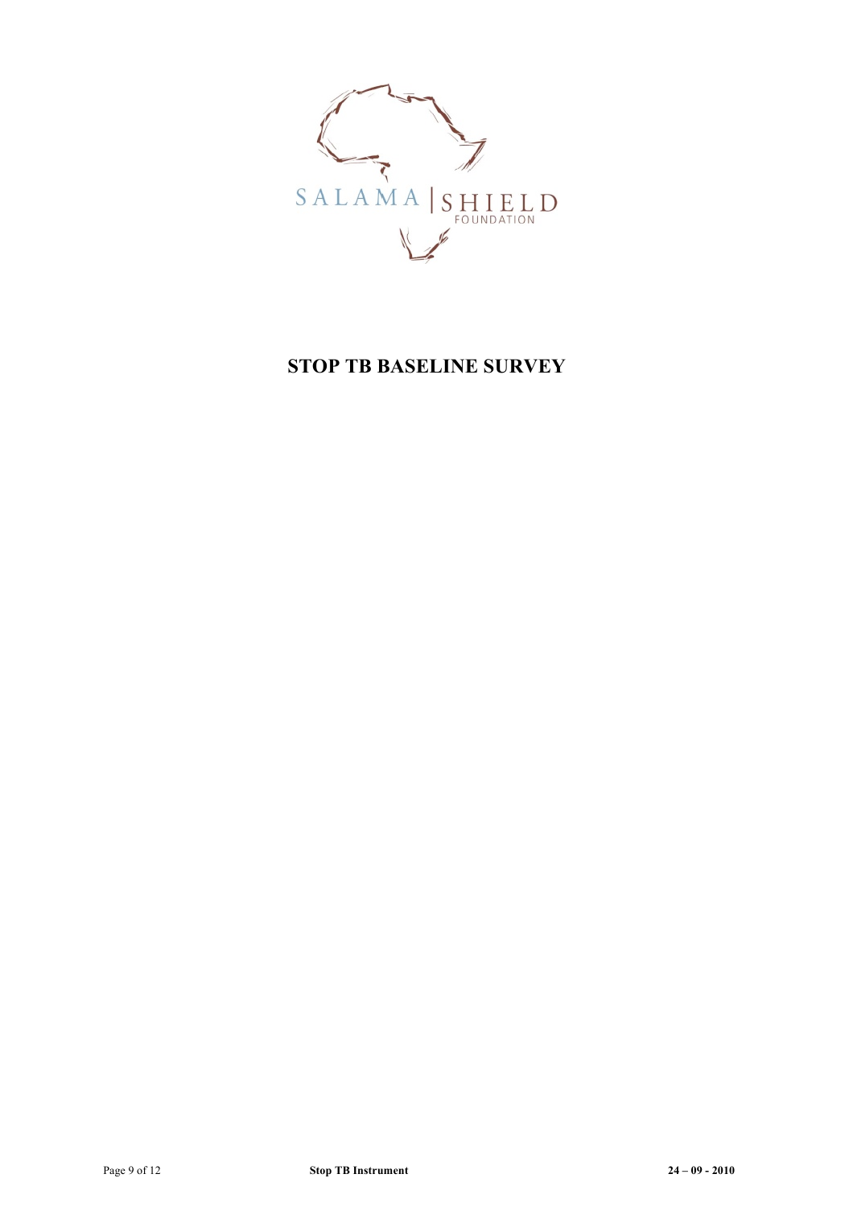SALAMA | SHIELD
FOUNDATION

# STOP TB BASELINE SURVEY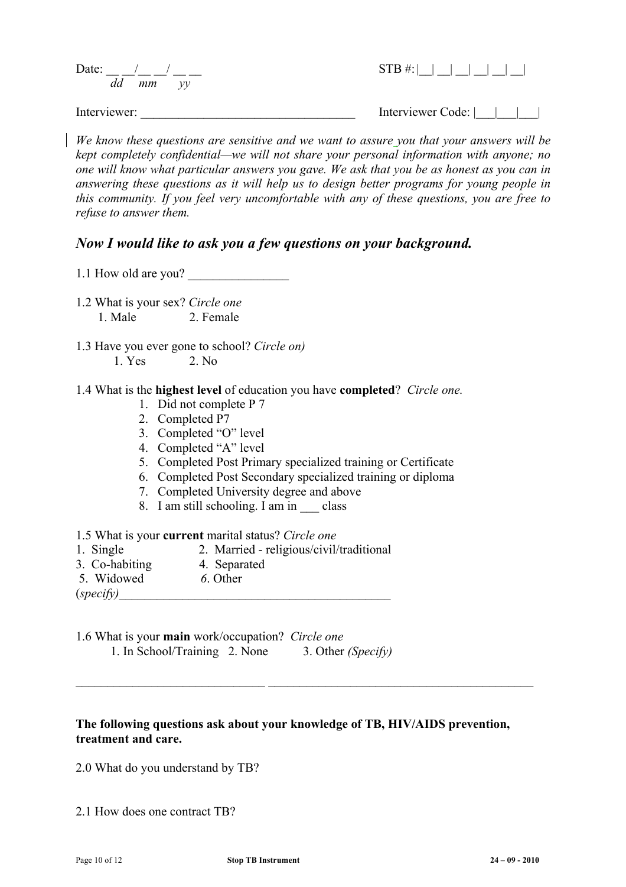Date: __ __/__ __/ __ __
*dd mm yy*

STB #: |__| __| __| __| __| __|

Interviewer: ___________________________________

Interviewer Code: |___|___|___|

*We know these questions are sensitive and we want to assure you that your answers will be kept completely confidential—we will not share your personal information with anyone; no one will know what particular answers you gave. We ask that you be as honest as you can in answering these questions as it will help us to design better programs for young people in this community. If you feel very uncomfortable with any of these questions, you are free to refuse to answer them.*

## *Now I would like to ask you a few questions on your background.*

1.1 How old are you? ________________

1.2 What is your sex? *Circle one*
1. Male 2. Female

1.3 Have you ever gone to school? *Circle on)*
1. Yes 2. No

1.4 What is the **highest level** of education you have **completed**? *Circle one.*

1. Did not complete P 7
2. Completed P7
3. Completed "O" level
4. Completed "A" level
5. Completed Post Primary specialized training or Certificate
6. Completed Post Secondary specialized training or diploma
7. Completed University degree and above
8. I am still schooling. I am in ___ class

1.5 What is your **current** marital status? *Circle one*
1. Single 2. Married - religious/civil/traditional
3. Co-habiting 4. Separated
5. Widowed *6*. Other
(*specify)*_____________________________________________

1.6 What is your **main** work/occupation? *Circle one*
1. In School/Training 2. None 3. Other *(Specify)*

______________________________ ____________________________________________

**The following questions ask about your knowledge of TB, HIV/AIDS prevention, treatment and care.**

2.0 What do you understand by TB?

2.1 How does one contract TB?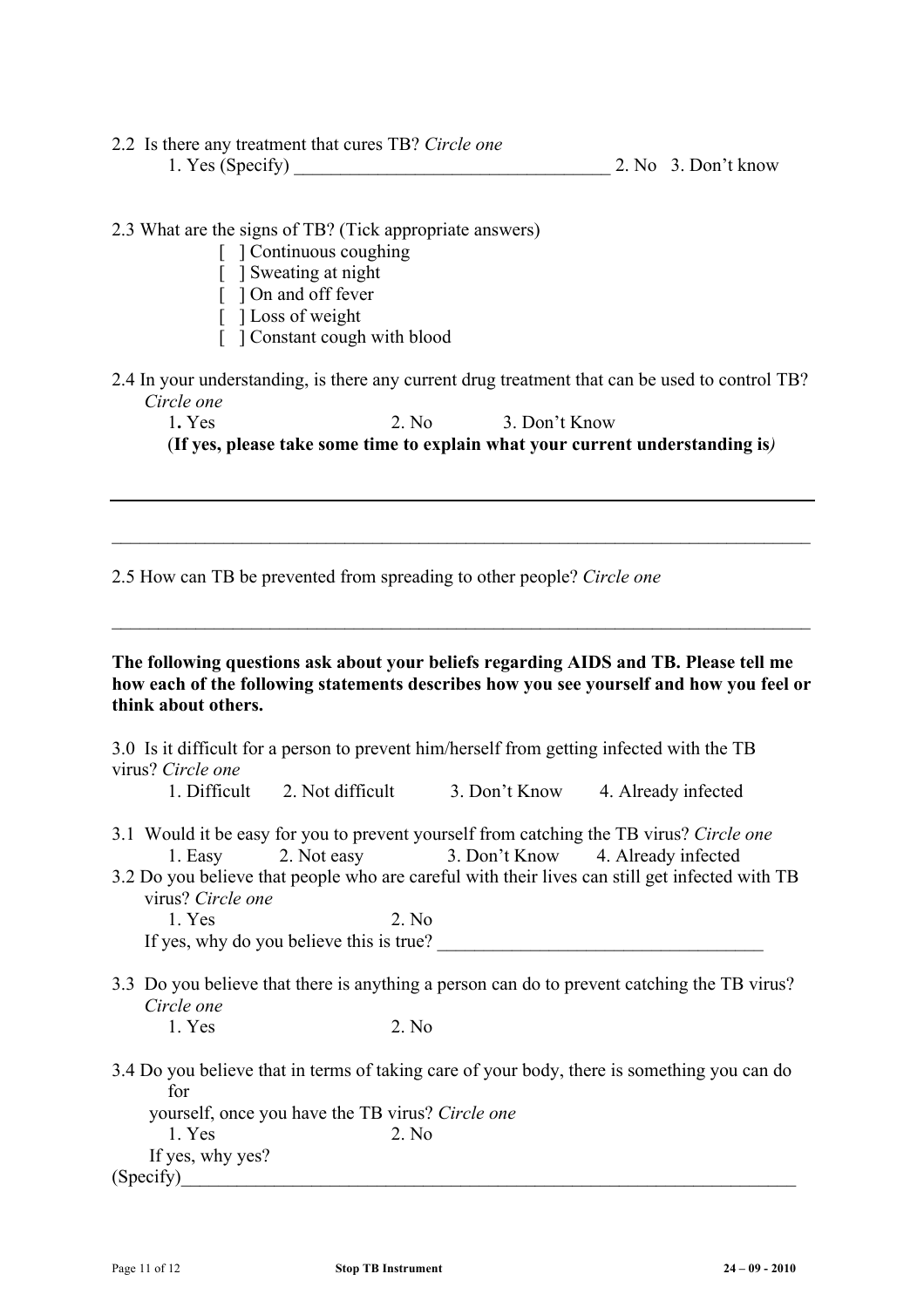2.2 Is there any treatment that cures TB? *Circle one*

1. Yes (Specify) __________________________________ 2. No 3. Don't know

2.3 What are the signs of TB? (Tick appropriate answers)

[ ] Continuous coughing
[ ] Sweating at night
[ ] On and off fever
[ ] Loss of weight
[ ] Constant cough with blood

2.4 In your understanding, is there any current drug treatment that can be used to control TB? *Circle one*

1. Yes 2. No 3. Don't Know

(**If yes, please take some time to explain what your current understanding is***)*

---

______________________________________________________________________________

2.5 How can TB be prevented from spreading to other people? *Circle one*

______________________________________________________________________________

**The following questions ask about your beliefs regarding AIDS and TB. Please tell me how each of the following statements describes how you see yourself and how you feel or think about others.**

3.0 Is it difficult for a person to prevent him/herself from getting infected with the TB virus? *Circle one*

1. Difficult 2. Not difficult 3. Don't Know 4. Already infected

3.1 Would it be easy for you to prevent yourself from catching the TB virus? *Circle one*

1. Easy 2. Not easy 3. Don't Know 4. Already infected

3.2 Do you believe that people who are careful with their lives can still get infected with TB virus? *Circle one*

1. Yes 2. No

If yes, why do you believe this is true? ___________________________________

3.3 Do you believe that there is anything a person can do to prevent catching the TB virus? *Circle one*

1. Yes 2. No

3.4 Do you believe that in terms of taking care of your body, there is something you can do for yourself, once you have the TB virus? *Circle one*

1. Yes 2. No

If yes, why yes?

(Specify)______________________________________________________________________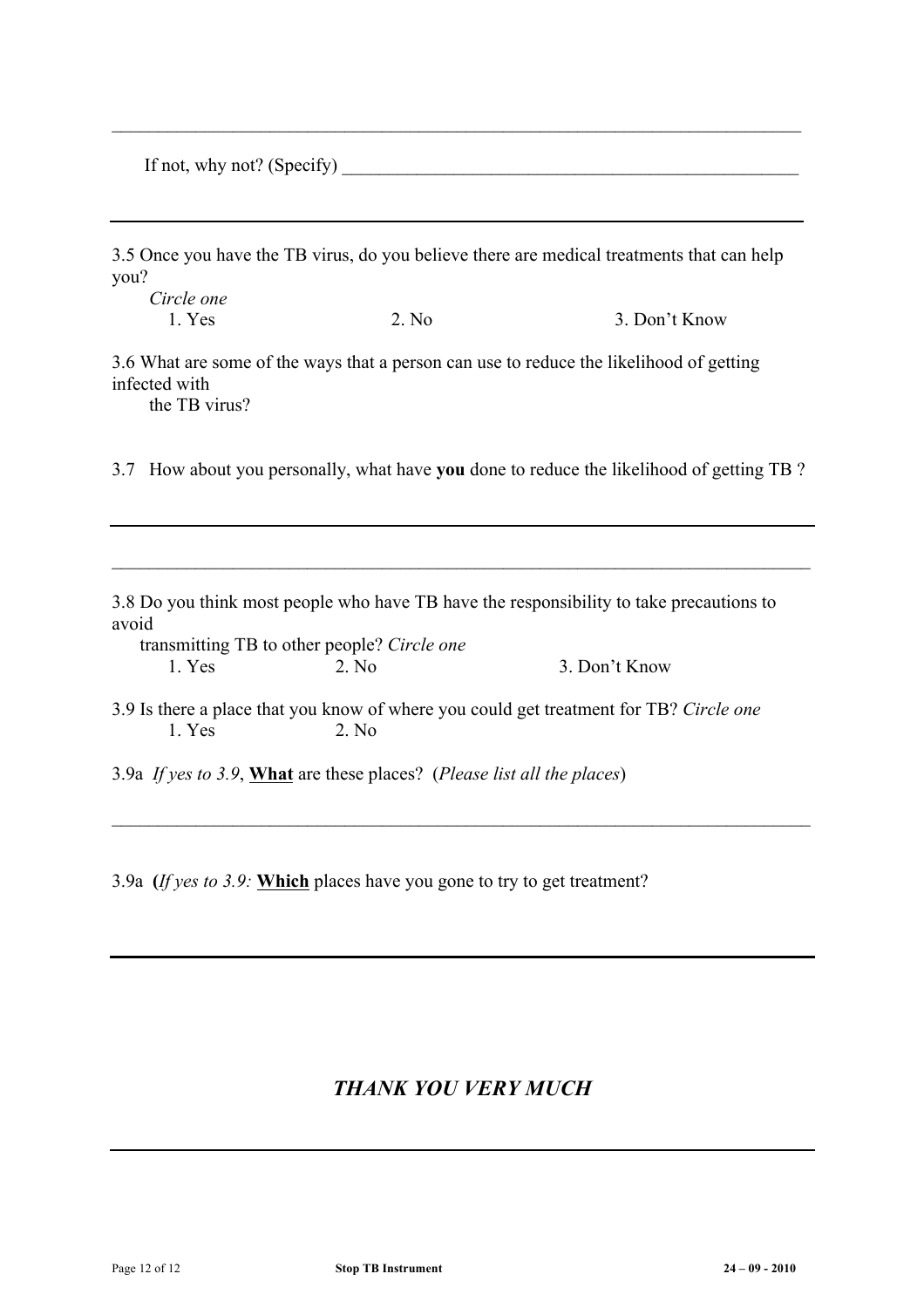If not, why not? (Specify) ___________________________________________________

---

3.5 Once you have the TB virus, do you believe there are medical treatments that can help you?

*Circle one*

1. Yes  2. No  3. Don't Know

3.6 What are some of the ways that a person can use to reduce the likelihood of getting infected with the TB virus?

3.7 How about you personally, what have **you** done to reduce the likelihood of getting TB ?

---

_____________________________________________________________________________

3.8 Do you think most people who have TB have the responsibility to take precautions to avoid transmitting TB to other people? *Circle one*

1. Yes  2. No  3. Don't Know

3.9 Is there a place that you know of where you could get treatment for TB? *Circle one*

1. Yes  2. No

3.9a *If yes to 3.9*, **What** are these places? (*Please list all the places*)

_____________________________________________________________________________

3.9a (*If yes to 3.9:* **Which** places have you gone to try to get treatment?

---

***THANK YOU VERY MUCH***

---